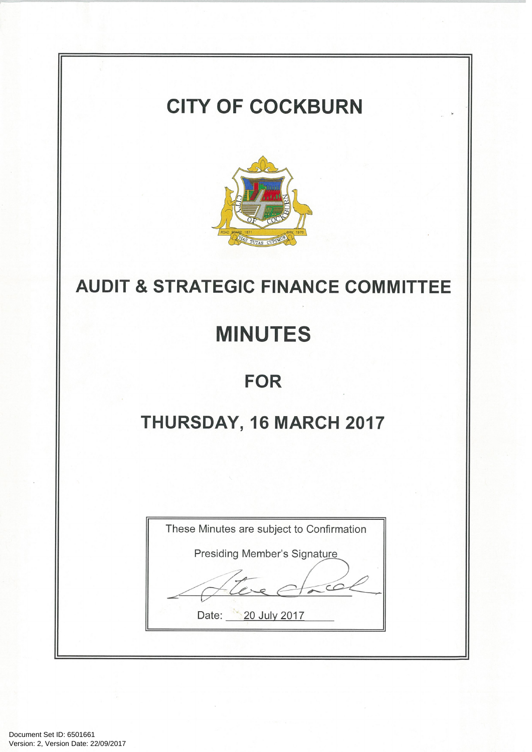# CITY OF COCKBURN

# AUDIT & STRATEGIC FINANCE COMMITTEE

# MINUTES

## FOR

## THURSDAY, 16 MARCH 2017

These Minutes are subject to Confirmation

Presiding Member's Signature

Date: 20 July 2017

Document Set ID: 6501661
Version: 2, Version Date: 22/09/2017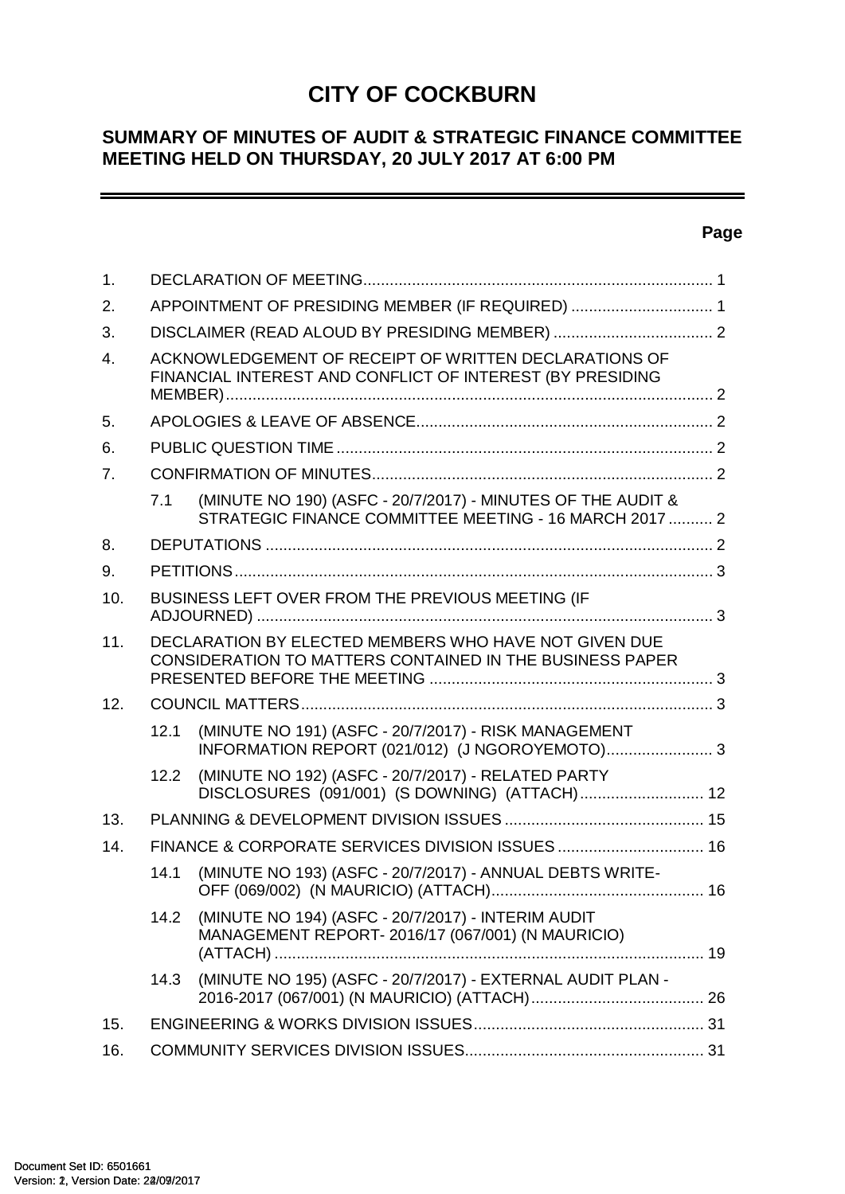# CITY OF COCKBURN

## SUMMARY OF MINUTES OF AUDIT & STRATEGIC FINANCE COMMITTEE MEETING HELD ON THURSDAY, 20 JULY 2017 AT 6:00 PM

| | | Page |
|---|---|---|
| 1. | DECLARATION OF MEETING | 1 |
| 2. | APPOINTMENT OF PRESIDING MEMBER (IF REQUIRED) | 1 |
| 3. | DISCLAIMER (READ ALOUD BY PRESIDING MEMBER) | 2 |
| 4. | ACKNOWLEDGEMENT OF RECEIPT OF WRITTEN DECLARATIONS OF FINANCIAL INTEREST AND CONFLICT OF INTEREST (BY PRESIDING MEMBER) | 2 |
| 5. | APOLOGIES & LEAVE OF ABSENCE | 2 |
| 6. | PUBLIC QUESTION TIME | 2 |
| 7. | CONFIRMATION OF MINUTES | 2 |
| 7.1 | (MINUTE NO 190) (ASFC - 20/7/2017) - MINUTES OF THE AUDIT & STRATEGIC FINANCE COMMITTEE MEETING - 16 MARCH 2017 | 2 |
| 8. | DEPUTATIONS | 2 |
| 9. | PETITIONS | 3 |
| 10. | BUSINESS LEFT OVER FROM THE PREVIOUS MEETING (IF ADJOURNED) | 3 |
| 11. | DECLARATION BY ELECTED MEMBERS WHO HAVE NOT GIVEN DUE CONSIDERATION TO MATTERS CONTAINED IN THE BUSINESS PAPER PRESENTED BEFORE THE MEETING | 3 |
| 12. | COUNCIL MATTERS | 3 |
| 12.1 | (MINUTE NO 191) (ASFC - 20/7/2017) - RISK MANAGEMENT INFORMATION REPORT (021/012) (J NGOROYEMOTO) | 3 |
| 12.2 | (MINUTE NO 192) (ASFC - 20/7/2017) - RELATED PARTY DISCLOSURES (091/001) (S DOWNING) (ATTACH) | 12 |
| 13. | PLANNING & DEVELOPMENT DIVISION ISSUES | 15 |
| 14. | FINANCE & CORPORATE SERVICES DIVISION ISSUES | 16 |
| 14.1 | (MINUTE NO 193) (ASFC - 20/7/2017) - ANNUAL DEBTS WRITE-OFF (069/002) (N MAURICIO) (ATTACH) | 16 |
| 14.2 | (MINUTE NO 194) (ASFC - 20/7/2017) - INTERIM AUDIT MANAGEMENT REPORT- 2016/17 (067/001) (N MAURICIO) (ATTACH) | 19 |
| 14.3 | (MINUTE NO 195) (ASFC - 20/7/2017) - EXTERNAL AUDIT PLAN - 2016-2017 (067/001) (N MAURICIO) (ATTACH) | 26 |
| 15. | ENGINEERING & WORKS DIVISION ISSUES | 31 |
| 16. | COMMUNITY SERVICES DIVISION ISSUES | 31 |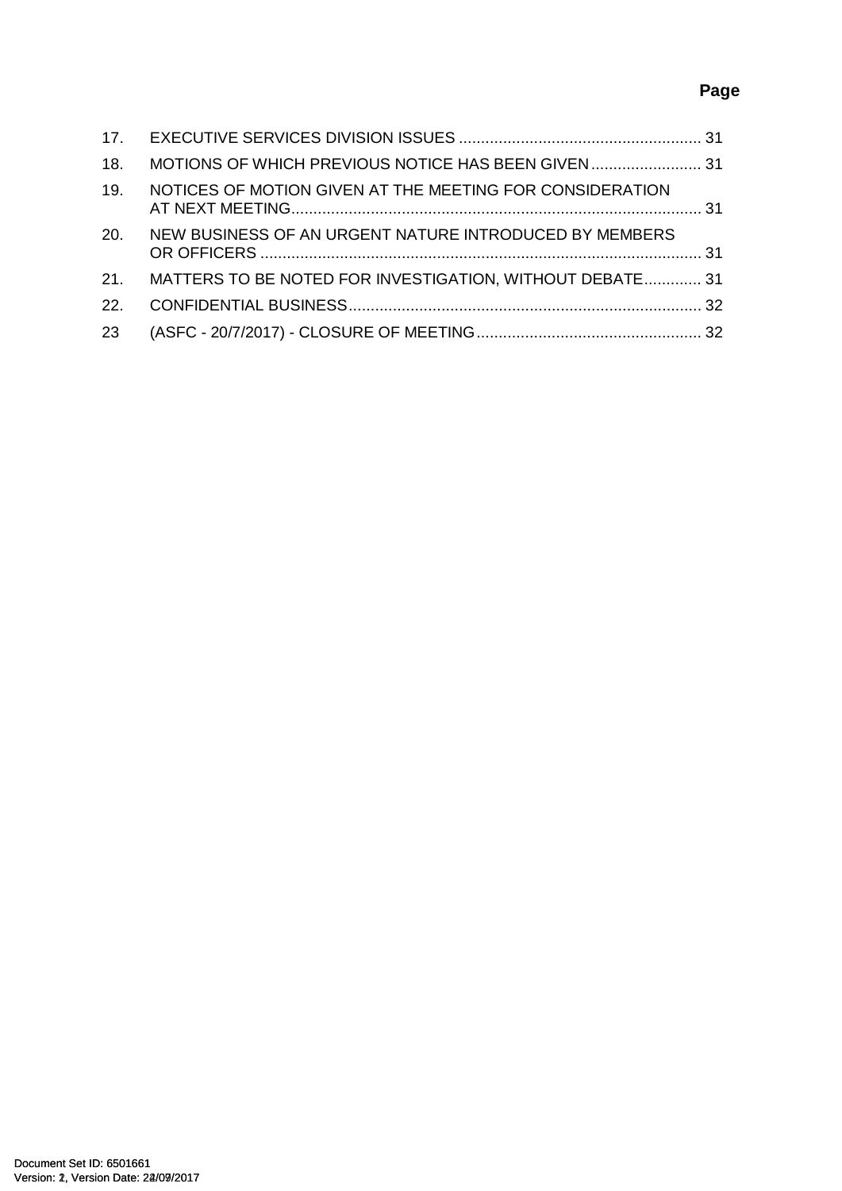| | | Page |
|---|---|---|
| 17. | EXECUTIVE SERVICES DIVISION ISSUES | 31 |
| 18. | MOTIONS OF WHICH PREVIOUS NOTICE HAS BEEN GIVEN | 31 |
| 19. | NOTICES OF MOTION GIVEN AT THE MEETING FOR CONSIDERATION AT NEXT MEETING | 31 |
| 20. | NEW BUSINESS OF AN URGENT NATURE INTRODUCED BY MEMBERS OR OFFICERS | 31 |
| 21. | MATTERS TO BE NOTED FOR INVESTIGATION, WITHOUT DEBATE | 31 |
| 22. | CONFIDENTIAL BUSINESS | 32 |
| 23 | (ASFC - 20/7/2017) - CLOSURE OF MEETING | 32 |

Document Set ID: 6501661
Version: 1, Version Date: 24/07/2017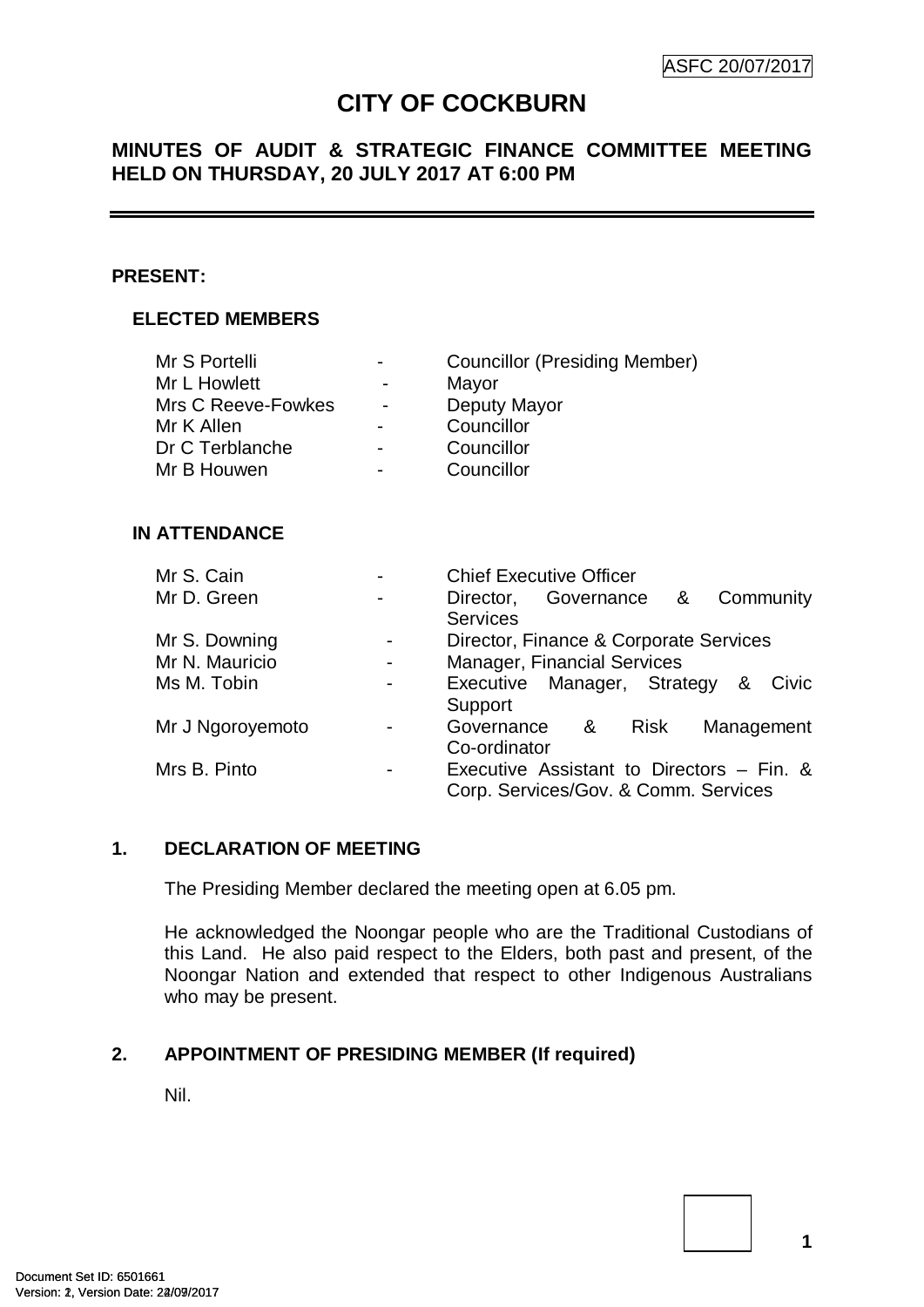ASFC 20/07/2017

# CITY OF COCKBURN

## MINUTES OF AUDIT & STRATEGIC FINANCE COMMITTEE MEETING HELD ON THURSDAY, 20 JULY 2017 AT 6:00 PM

**PRESENT:**

**ELECTED MEMBERS**

| | | |
|---|---|---|
| Mr S Portelli | - | Councillor (Presiding Member) |
| Mr L Howlett | - | Mayor |
| Mrs C Reeve-Fowkes | - | Deputy Mayor |
| Mr K Allen | - | Councillor |
| Dr C Terblanche | - | Councillor |
| Mr B Houwen | - | Councillor |

**IN ATTENDANCE**

| | | |
|---|---|---|
| Mr S. Cain | - | Chief Executive Officer |
| Mr D. Green | - | Director, Governance & Community Services |
| Mr S. Downing | - | Director, Finance & Corporate Services |
| Mr N. Mauricio | - | Manager, Financial Services |
| Ms M. Tobin | - | Executive Manager, Strategy & Civic Support |
| Mr J Ngoroyemoto | - | Governance & Risk Management Co-ordinator |
| Mrs B. Pinto | - | Executive Assistant to Directors – Fin. & Corp. Services/Gov. & Comm. Services |

### 1. DECLARATION OF MEETING

The Presiding Member declared the meeting open at 6.05 pm.

He acknowledged the Noongar people who are the Traditional Custodians of this Land. He also paid respect to the Elders, both past and present, of the Noongar Nation and extended that respect to other Indigenous Australians who may be present.

### 2. APPOINTMENT OF PRESIDING MEMBER (If required)

Nil.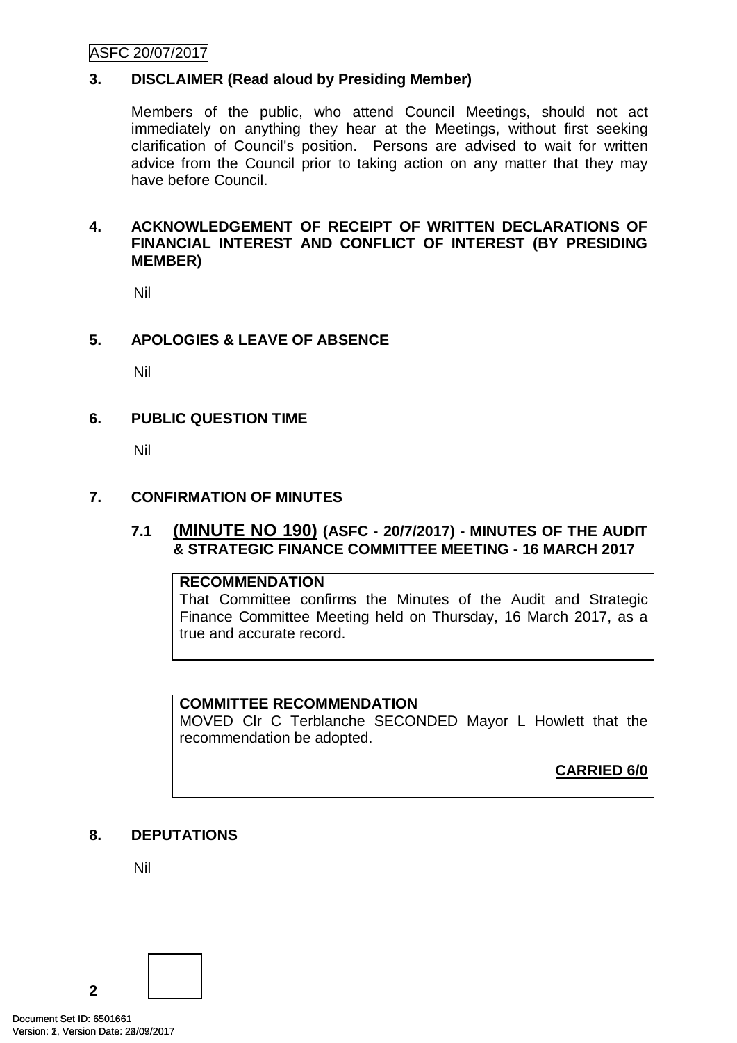## 3. DISCLAIMER (Read aloud by Presiding Member)

Members of the public, who attend Council Meetings, should not act immediately on anything they hear at the Meetings, without first seeking clarification of Council's position. Persons are advised to wait for written advice from the Council prior to taking action on any matter that they may have before Council.

## 4. ACKNOWLEDGEMENT OF RECEIPT OF WRITTEN DECLARATIONS OF FINANCIAL INTEREST AND CONFLICT OF INTEREST (BY PRESIDING MEMBER)

Nil

## 5. APOLOGIES & LEAVE OF ABSENCE

Nil

## 6. PUBLIC QUESTION TIME

Nil

## 7. CONFIRMATION OF MINUTES

### 7.1 (MINUTE NO 190) (ASFC - 20/7/2017) - MINUTES OF THE AUDIT & STRATEGIC FINANCE COMMITTEE MEETING - 16 MARCH 2017

**RECOMMENDATION**

That Committee confirms the Minutes of the Audit and Strategic Finance Committee Meeting held on Thursday, 16 March 2017, as a true and accurate record.

**COMMITTEE RECOMMENDATION**

MOVED Clr C Terblanche SECONDED Mayor L Howlett that the recommendation be adopted.

**CARRIED 6/0**

## 8. DEPUTATIONS

Nil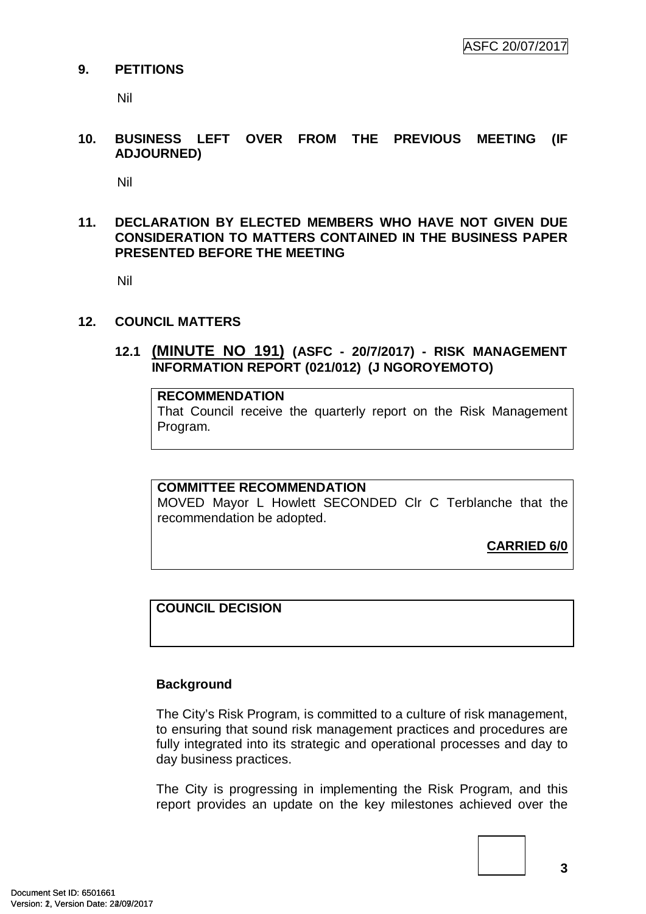## 9. PETITIONS

Nil

## 10. BUSINESS LEFT OVER FROM THE PREVIOUS MEETING (IF ADJOURNED)

Nil

## 11. DECLARATION BY ELECTED MEMBERS WHO HAVE NOT GIVEN DUE CONSIDERATION TO MATTERS CONTAINED IN THE BUSINESS PAPER PRESENTED BEFORE THE MEETING

Nil

## 12. COUNCIL MATTERS

### 12.1 (MINUTE NO 191) (ASFC - 20/7/2017) - RISK MANAGEMENT INFORMATION REPORT (021/012) (J NGOROYEMOTO)

**RECOMMENDATION**

That Council receive the quarterly report on the Risk Management Program.

**COMMITTEE RECOMMENDATION**

MOVED Mayor L Howlett SECONDED Clr C Terblanche that the recommendation be adopted.

**CARRIED 6/0**

**COUNCIL DECISION**

**Background**

The City's Risk Program, is committed to a culture of risk management, to ensuring that sound risk management practices and procedures are fully integrated into its strategic and operational processes and day to day business practices.

The City is progressing in implementing the Risk Program, and this report provides an update on the key milestones achieved over the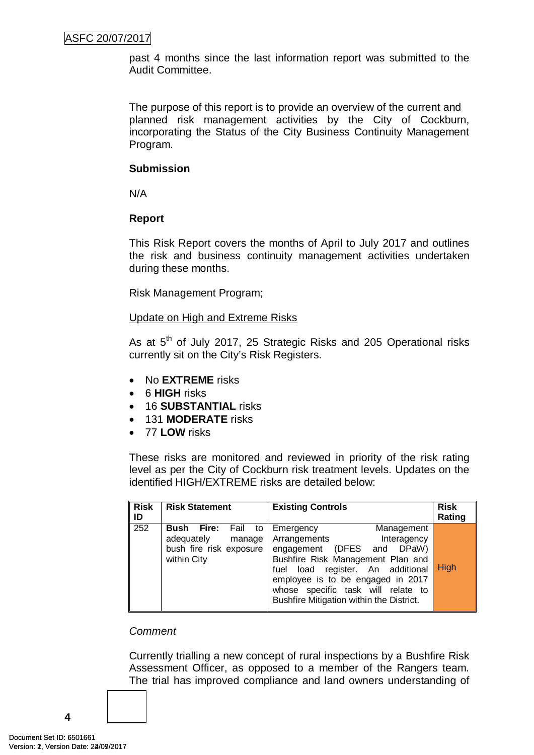past 4 months since the last information report was submitted to the Audit Committee.

The purpose of this report is to provide an overview of the current and planned risk management activities by the City of Cockburn, incorporating the Status of the City Business Continuity Management Program.

**Submission**

N/A

**Report**

This Risk Report covers the months of April to July 2017 and outlines the risk and business continuity management activities undertaken during these months.

Risk Management Program;

Update on High and Extreme Risks

As at 5th of July 2017, 25 Strategic Risks and 205 Operational risks currently sit on the City's Risk Registers.

- No **EXTREME** risks
- 6 **HIGH** risks
- 16 **SUBSTANTIAL** risks
- 131 **MODERATE** risks
- 77 **LOW** risks

These risks are monitored and reviewed in priority of the risk rating level as per the City of Cockburn risk treatment levels. Updates on the identified HIGH/EXTREME risks are detailed below:

| Risk ID | Risk Statement | Existing Controls | Risk Rating |
|---|---|---|---|
| 252 | **Bush Fire:** Fail to adequately manage bush fire risk exposure within City | Emergency Management Arrangements Interagency engagement (DFES and DPaW) Bushfire Risk Management Plan and fuel load register. An additional employee is to be engaged in 2017 whose specific task will relate to Bushfire Mitigation within the District. | High |

*Comment*

Currently trialling a new concept of rural inspections by a Bushfire Risk Assessment Officer, as opposed to a member of the Rangers team. The trial has improved compliance and land owners understanding of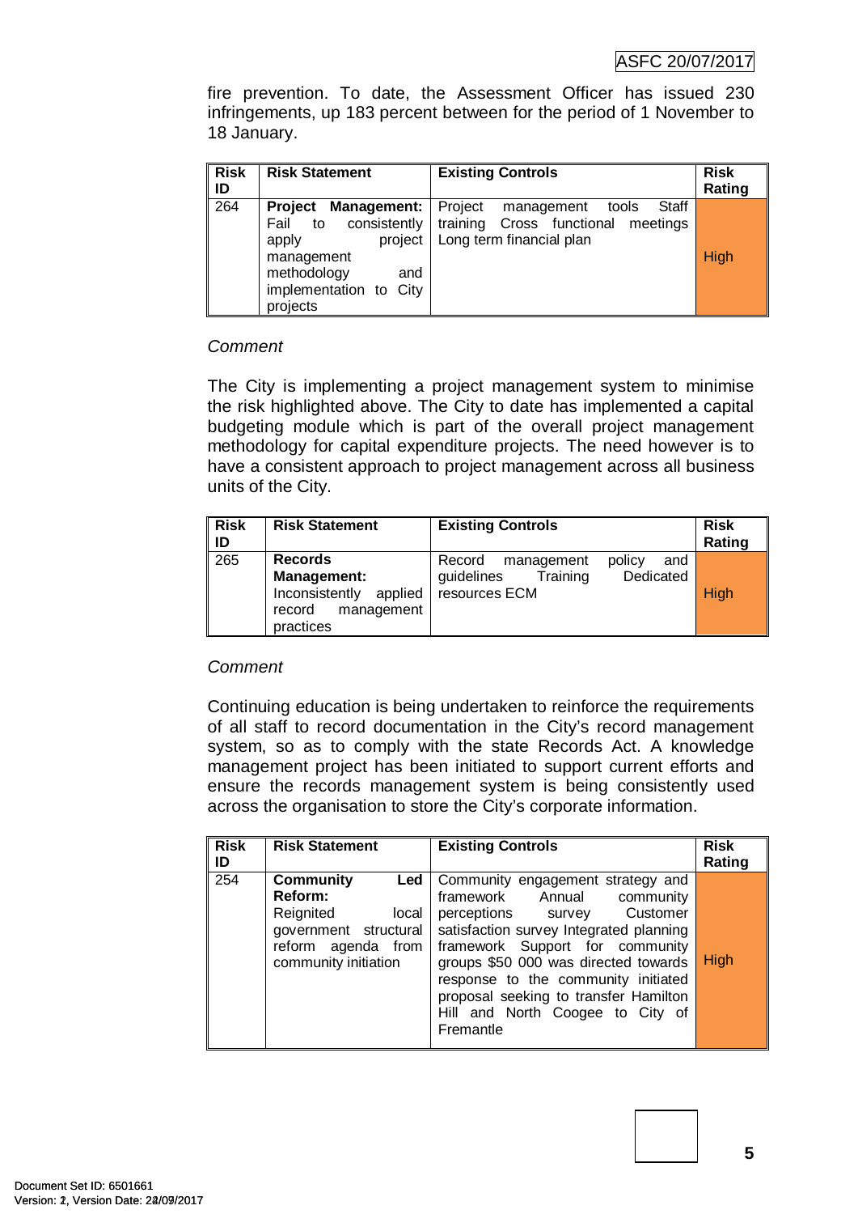fire prevention. To date, the Assessment Officer has issued 230 infringements, up 183 percent between for the period of 1 November to 18 January.

| Risk ID | Risk Statement | Existing Controls | Risk Rating |
|---|---|---|---|
| 264 | **Project Management:** Fail to consistently apply project management methodology and implementation to City projects | Project management tools Staff training Cross functional meetings Long term financial plan | High |

*Comment*

The City is implementing a project management system to minimise the risk highlighted above. The City to date has implemented a capital budgeting module which is part of the overall project management methodology for capital expenditure projects. The need however is to have a consistent approach to project management across all business units of the City.

| Risk ID | Risk Statement | Existing Controls | Risk Rating |
|---|---|---|---|
| 265 | **Records Management:** Inconsistently applied record management practices | Record management policy and guidelines Training Dedicated resources ECM | High |

*Comment*

Continuing education is being undertaken to reinforce the requirements of all staff to record documentation in the City's record management system, so as to comply with the state Records Act. A knowledge management project has been initiated to support current efforts and ensure the records management system is being consistently used across the organisation to store the City's corporate information.

| Risk ID | Risk Statement | Existing Controls | Risk Rating |
|---|---|---|---|
| 254 | **Community Led Reform:** Reignited local government structural reform agenda from community initiation | Community engagement strategy and framework Annual community perceptions survey Customer satisfaction survey Integrated planning framework Support for community groups $50 000 was directed towards response to the community initiated proposal seeking to transfer Hamilton Hill and North Coogee to City of Fremantle | High |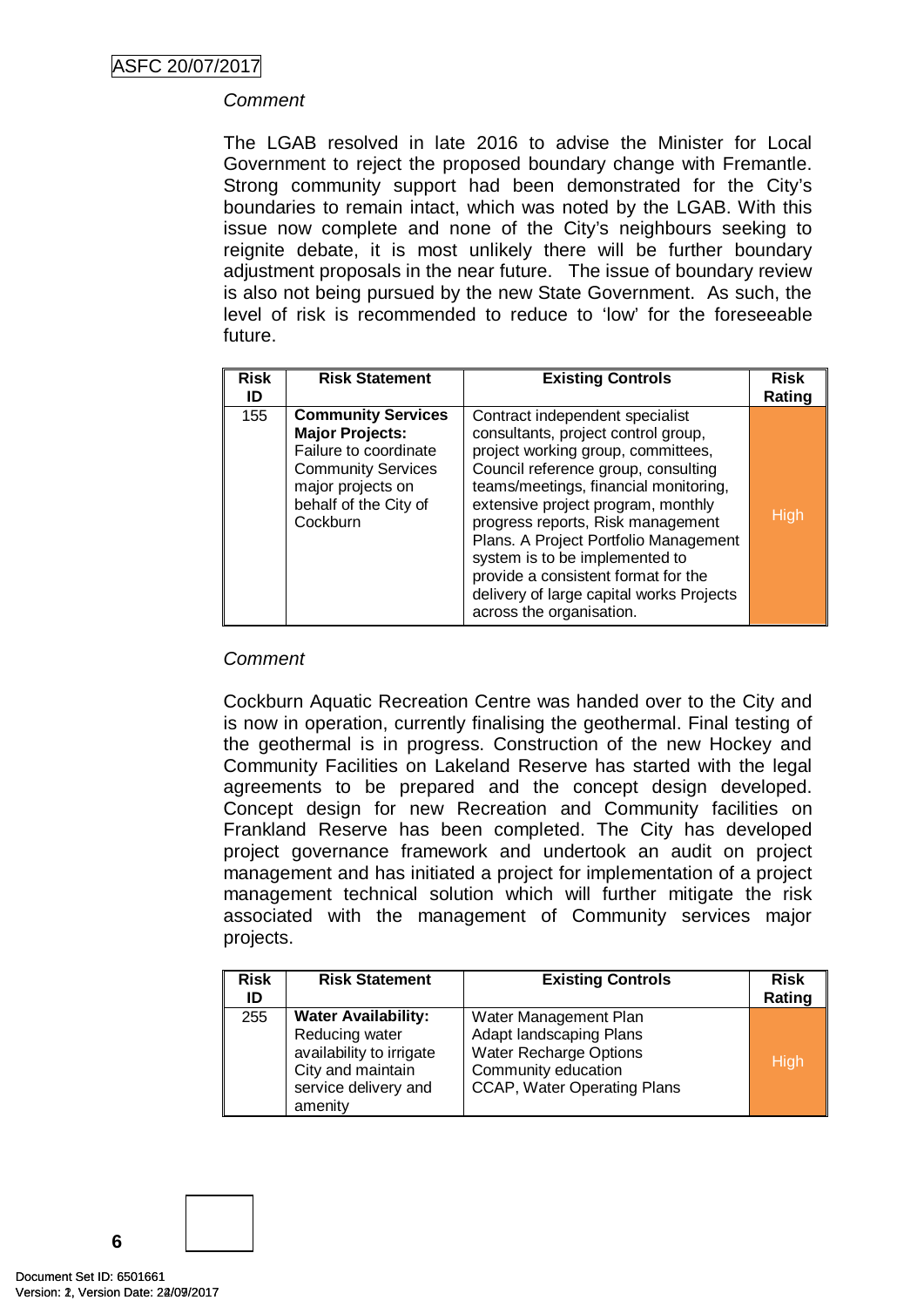*Comment*

The LGAB resolved in late 2016 to advise the Minister for Local Government to reject the proposed boundary change with Fremantle. Strong community support had been demonstrated for the City's boundaries to remain intact, which was noted by the LGAB. With this issue now complete and none of the City's neighbours seeking to reignite debate, it is most unlikely there will be further boundary adjustment proposals in the near future. The issue of boundary review is also not being pursued by the new State Government. As such, the level of risk is recommended to reduce to 'low' for the foreseeable future.

| Risk ID | Risk Statement | Existing Controls | Risk Rating |
|---|---|---|---|
| 155 | **Community Services Major Projects:** Failure to coordinate Community Services major projects on behalf of the City of Cockburn | Contract independent specialist consultants, project control group, project working group, committees, Council reference group, consulting teams/meetings, financial monitoring, extensive project program, monthly progress reports, Risk management Plans. A Project Portfolio Management system is to be implemented to provide a consistent format for the delivery of large capital works Projects across the organisation. | High |

*Comment*

Cockburn Aquatic Recreation Centre was handed over to the City and is now in operation, currently finalising the geothermal. Final testing of the geothermal is in progress. Construction of the new Hockey and Community Facilities on Lakeland Reserve has started with the legal agreements to be prepared and the concept design developed. Concept design for new Recreation and Community facilities on Frankland Reserve has been completed. The City has developed project governance framework and undertook an audit on project management and has initiated a project for implementation of a project management technical solution which will further mitigate the risk associated with the management of Community services major projects.

| Risk ID | Risk Statement | Existing Controls | Risk Rating |
|---|---|---|---|
| 255 | **Water Availability:** Reducing water availability to irrigate City and maintain service delivery and amenity | Water Management Plan<br>Adapt landscaping Plans<br>Water Recharge Options<br>Community education<br>CCAP, Water Operating Plans | High |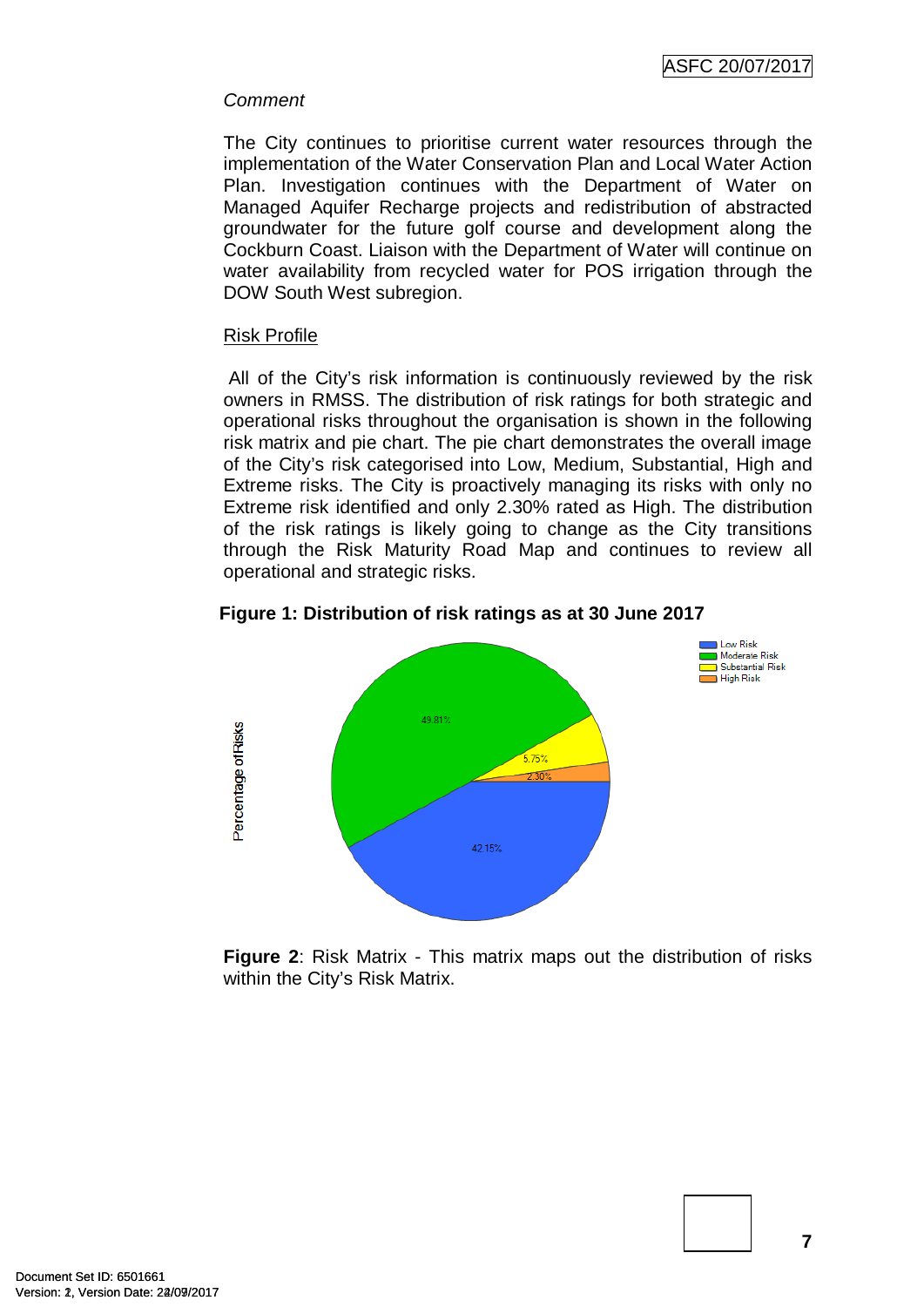*Comment*

The City continues to prioritise current water resources through the implementation of the Water Conservation Plan and Local Water Action Plan. Investigation continues with the Department of Water on Managed Aquifer Recharge projects and redistribution of abstracted groundwater for the future golf course and development along the Cockburn Coast. Liaison with the Department of Water will continue on water availability from recycled water for POS irrigation through the DOW South West subregion.

Risk Profile

All of the City's risk information is continuously reviewed by the risk owners in RMSS. The distribution of risk ratings for both strategic and operational risks throughout the organisation is shown in the following risk matrix and pie chart. The pie chart demonstrates the overall image of the City's risk categorised into Low, Medium, Substantial, High and Extreme risks. The City is proactively managing its risks with only no Extreme risk identified and only 2.30% rated as High. The distribution of the risk ratings is likely going to change as the City transitions through the Risk Maturity Road Map and continues to review all operational and strategic risks.

**Figure 1: Distribution of risk ratings as at 30 June 2017**

| Risk Rating | Percentage of Risks |
|---|---|
| Low Risk | 42.15% |
| Moderate Risk | 49.81% |
| Substantial Risk | 5.75% |
| High Risk | 2.30% |

**Figure 2**: Risk Matrix - This matrix maps out the distribution of risks within the City's Risk Matrix.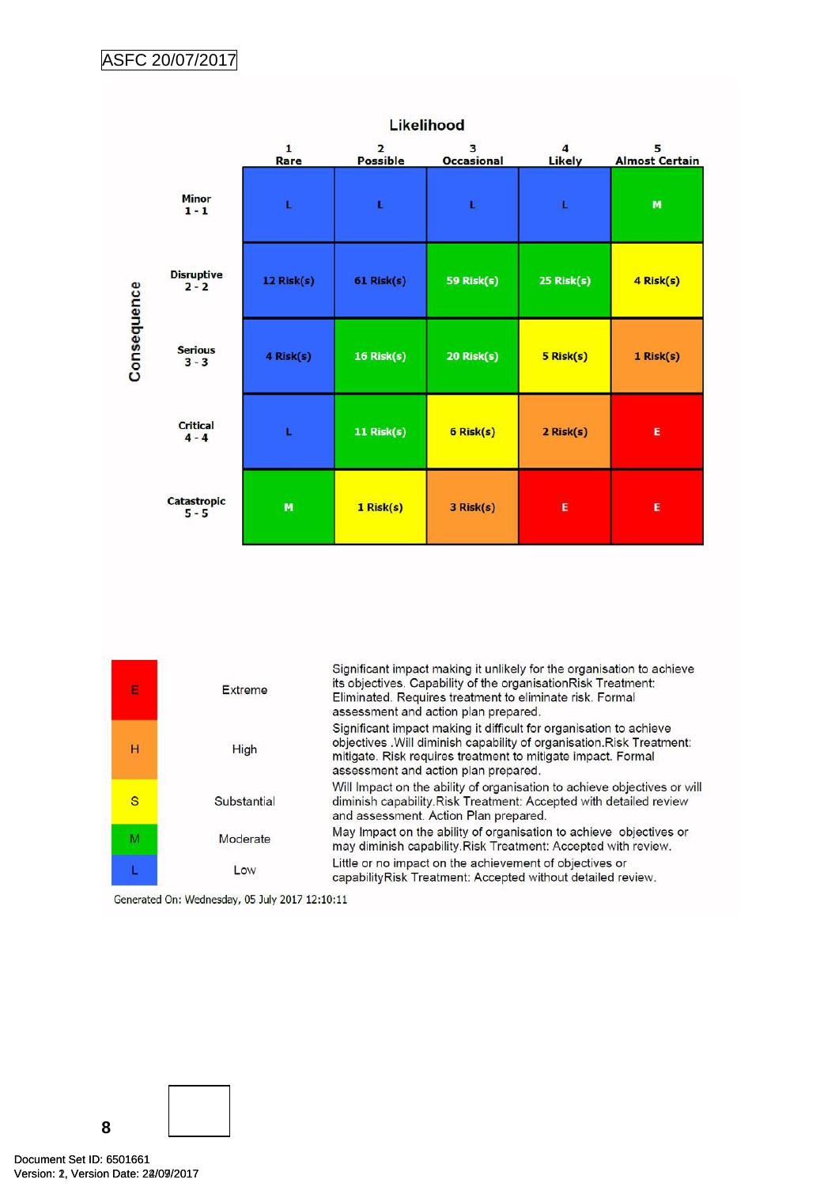ASFC 20/07/2017

| | | Likelihood | | | | |
|---|---|---|---|---|---|---|
| | | 1 Rare | 2 Possible | 3 Occasional | 4 Likely | 5 Almost Certain |
| Consequence | Minor 1 - 1 | L | L | L | L | M |
| | Disruptive 2 - 2 | 12 Risk(s) | 61 Risk(s) | 59 Risk(s) | 25 Risk(s) | 4 Risk(s) |
| | Serious 3 - 3 | 4 Risk(s) | 16 Risk(s) | 20 Risk(s) | 5 Risk(s) | 1 Risk(s) |
| | Critical 4 - 4 | L | 11 Risk(s) | 6 Risk(s) | 2 Risk(s) | E |
| | Catastropic 5 - 5 | M | 1 Risk(s) | 3 Risk(s) | E | E |

| | | |
|---|---|---|
| E | Extreme | Significant impact making it unlikely for the organisation to achieve its objectives. Capability of the organisationRisk Treatment: Eliminated. Requires treatment to eliminate risk. Formal assessment and action plan prepared. |
| H | High | Significant impact making it difficult for organisation to achieve objectives .Will diminish capability of organisation.Risk Treatment: mitigate. Risk requires treatment to mitigate impact. Formal assessment and action plan prepared. |
| S | Substantial | Will Impact on the ability of organisation to achieve objectives or will diminish capability.Risk Treatment: Accepted with detailed review and assessment. Action Plan prepared. |
| M | Moderate | May Impact on the ability of organisation to achieve objectives or may diminish capability.Risk Treatment: Accepted with review. |
| L | Low | Little or no impact on the achievement of objectives or capabilityRisk Treatment: Accepted without detailed review. |

Generated On: Wednesday, 05 July 2017 12:10:11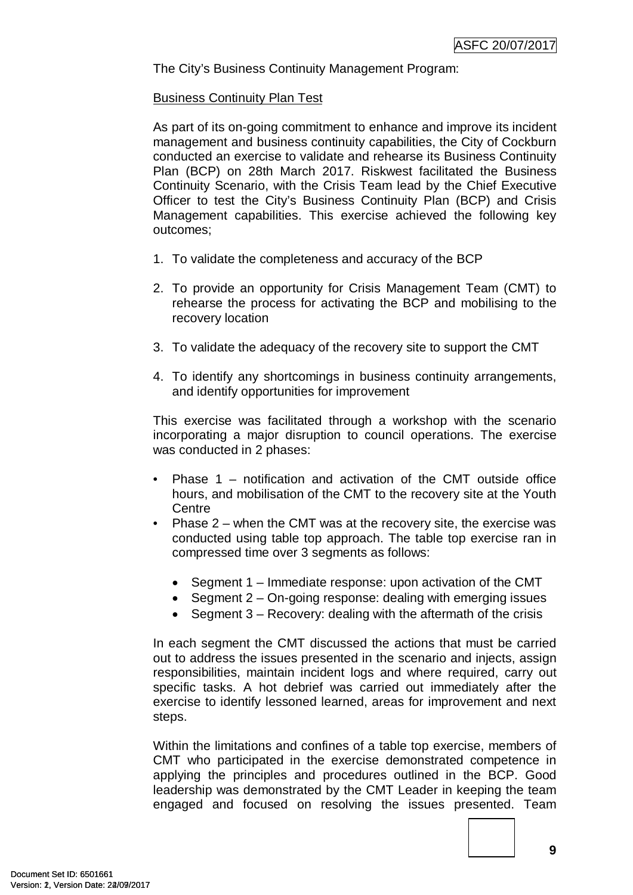The City's Business Continuity Management Program:

Business Continuity Plan Test

As part of its on-going commitment to enhance and improve its incident management and business continuity capabilities, the City of Cockburn conducted an exercise to validate and rehearse its Business Continuity Plan (BCP) on 28th March 2017. Riskwest facilitated the Business Continuity Scenario, with the Crisis Team lead by the Chief Executive Officer to test the City's Business Continuity Plan (BCP) and Crisis Management capabilities. This exercise achieved the following key outcomes;

1. To validate the completeness and accuracy of the BCP

2. To provide an opportunity for Crisis Management Team (CMT) to rehearse the process for activating the BCP and mobilising to the recovery location

3. To validate the adequacy of the recovery site to support the CMT

4. To identify any shortcomings in business continuity arrangements, and identify opportunities for improvement

This exercise was facilitated through a workshop with the scenario incorporating a major disruption to council operations. The exercise was conducted in 2 phases:

- Phase 1 – notification and activation of the CMT outside office hours, and mobilisation of the CMT to the recovery site at the Youth Centre
- Phase 2 – when the CMT was at the recovery site, the exercise was conducted using table top approach. The table top exercise ran in compressed time over 3 segments as follows:
  - Segment 1 – Immediate response: upon activation of the CMT
  - Segment 2 – On-going response: dealing with emerging issues
  - Segment 3 – Recovery: dealing with the aftermath of the crisis

In each segment the CMT discussed the actions that must be carried out to address the issues presented in the scenario and injects, assign responsibilities, maintain incident logs and where required, carry out specific tasks. A hot debrief was carried out immediately after the exercise to identify lessoned learned, areas for improvement and next steps.

Within the limitations and confines of a table top exercise, members of CMT who participated in the exercise demonstrated competence in applying the principles and procedures outlined in the BCP. Good leadership was demonstrated by the CMT Leader in keeping the team engaged and focused on resolving the issues presented. Team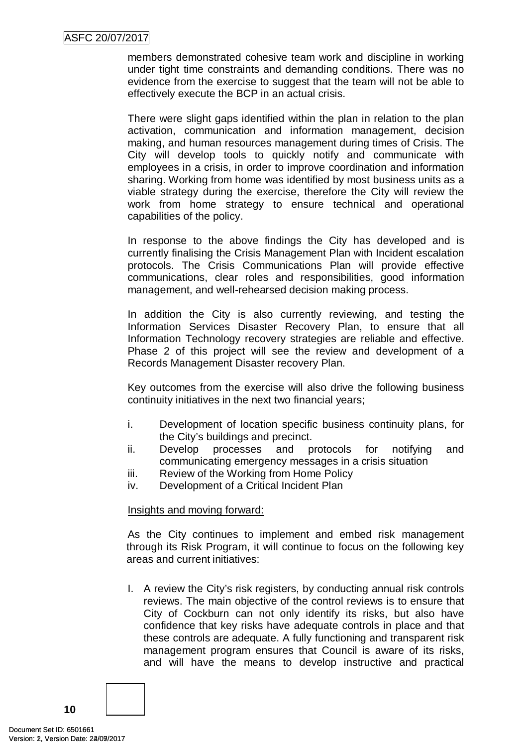members demonstrated cohesive team work and discipline in working under tight time constraints and demanding conditions. There was no evidence from the exercise to suggest that the team will not be able to effectively execute the BCP in an actual crisis.

There were slight gaps identified within the plan in relation to the plan activation, communication and information management, decision making, and human resources management during times of Crisis. The City will develop tools to quickly notify and communicate with employees in a crisis, in order to improve coordination and information sharing. Working from home was identified by most business units as a viable strategy during the exercise, therefore the City will review the work from home strategy to ensure technical and operational capabilities of the policy.

In response to the above findings the City has developed and is currently finalising the Crisis Management Plan with Incident escalation protocols. The Crisis Communications Plan will provide effective communications, clear roles and responsibilities, good information management, and well-rehearsed decision making process.

In addition the City is also currently reviewing, and testing the Information Services Disaster Recovery Plan, to ensure that all Information Technology recovery strategies are reliable and effective. Phase 2 of this project will see the review and development of a Records Management Disaster recovery Plan.

Key outcomes from the exercise will also drive the following business continuity initiatives in the next two financial years;

i. Development of location specific business continuity plans, for the City's buildings and precinct.
ii. Develop processes and protocols for notifying and communicating emergency messages in a crisis situation
iii. Review of the Working from Home Policy
iv. Development of a Critical Incident Plan

Insights and moving forward:

As the City continues to implement and embed risk management through its Risk Program, it will continue to focus on the following key areas and current initiatives:

I. A review the City's risk registers, by conducting annual risk controls reviews. The main objective of the control reviews is to ensure that City of Cockburn can not only identify its risks, but also have confidence that key risks have adequate controls in place and that these controls are adequate. A fully functioning and transparent risk management program ensures that Council is aware of its risks, and will have the means to develop instructive and practical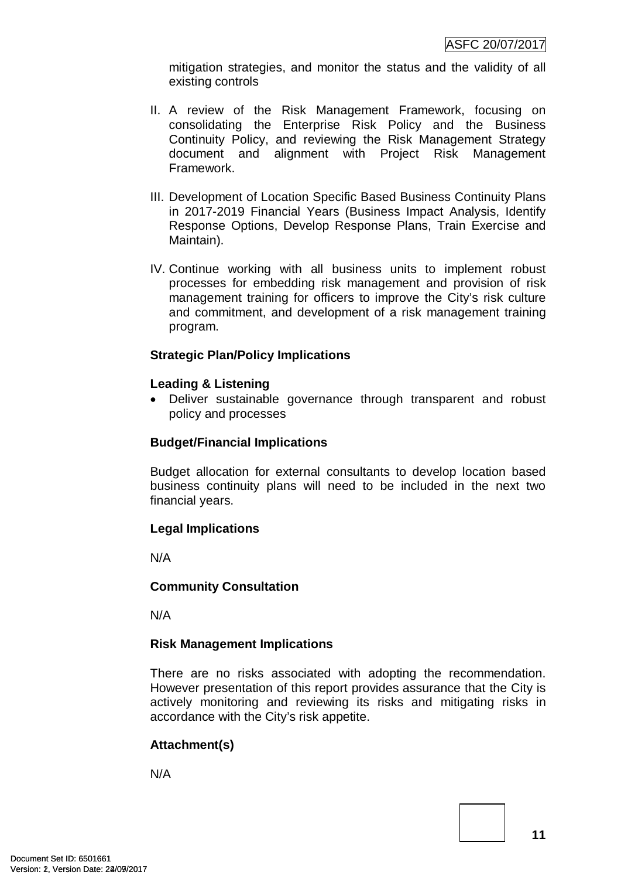mitigation strategies, and monitor the status and the validity of all existing controls

II. A review of the Risk Management Framework, focusing on consolidating the Enterprise Risk Policy and the Business Continuity Policy, and reviewing the Risk Management Strategy document and alignment with Project Risk Management Framework.

III. Development of Location Specific Based Business Continuity Plans in 2017-2019 Financial Years (Business Impact Analysis, Identify Response Options, Develop Response Plans, Train Exercise and Maintain).

IV. Continue working with all business units to implement robust processes for embedding risk management and provision of risk management training for officers to improve the City's risk culture and commitment, and development of a risk management training program.

**Strategic Plan/Policy Implications**

**Leading & Listening**

- Deliver sustainable governance through transparent and robust policy and processes

**Budget/Financial Implications**

Budget allocation for external consultants to develop location based business continuity plans will need to be included in the next two financial years.

**Legal Implications**

N/A

**Community Consultation**

N/A

**Risk Management Implications**

There are no risks associated with adopting the recommendation. However presentation of this report provides assurance that the City is actively monitoring and reviewing its risks and mitigating risks in accordance with the City's risk appetite.

**Attachment(s)**

N/A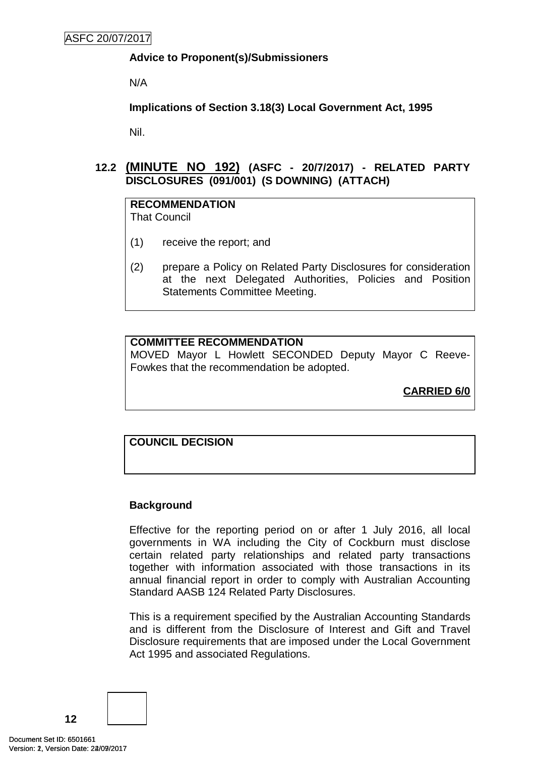**Advice to Proponent(s)/Submissioners**

N/A

**Implications of Section 3.18(3) Local Government Act, 1995**

Nil.

## 12.2 (MINUTE NO 192) (ASFC - 20/7/2017) - RELATED PARTY DISCLOSURES (091/001) (S DOWNING) (ATTACH)

**RECOMMENDATION**
That Council

(1) receive the report; and

(2) prepare a Policy on Related Party Disclosures for consideration at the next Delegated Authorities, Policies and Position Statements Committee Meeting.

**COMMITTEE RECOMMENDATION**
MOVED Mayor L Howlett SECONDED Deputy Mayor C Reeve-Fowkes that the recommendation be adopted.

**CARRIED 6/0**

**COUNCIL DECISION**

**Background**

Effective for the reporting period on or after 1 July 2016, all local governments in WA including the City of Cockburn must disclose certain related party relationships and related party transactions together with information associated with those transactions in its annual financial report in order to comply with Australian Accounting Standard AASB 124 Related Party Disclosures.

This is a requirement specified by the Australian Accounting Standards and is different from the Disclosure of Interest and Gift and Travel Disclosure requirements that are imposed under the Local Government Act 1995 and associated Regulations.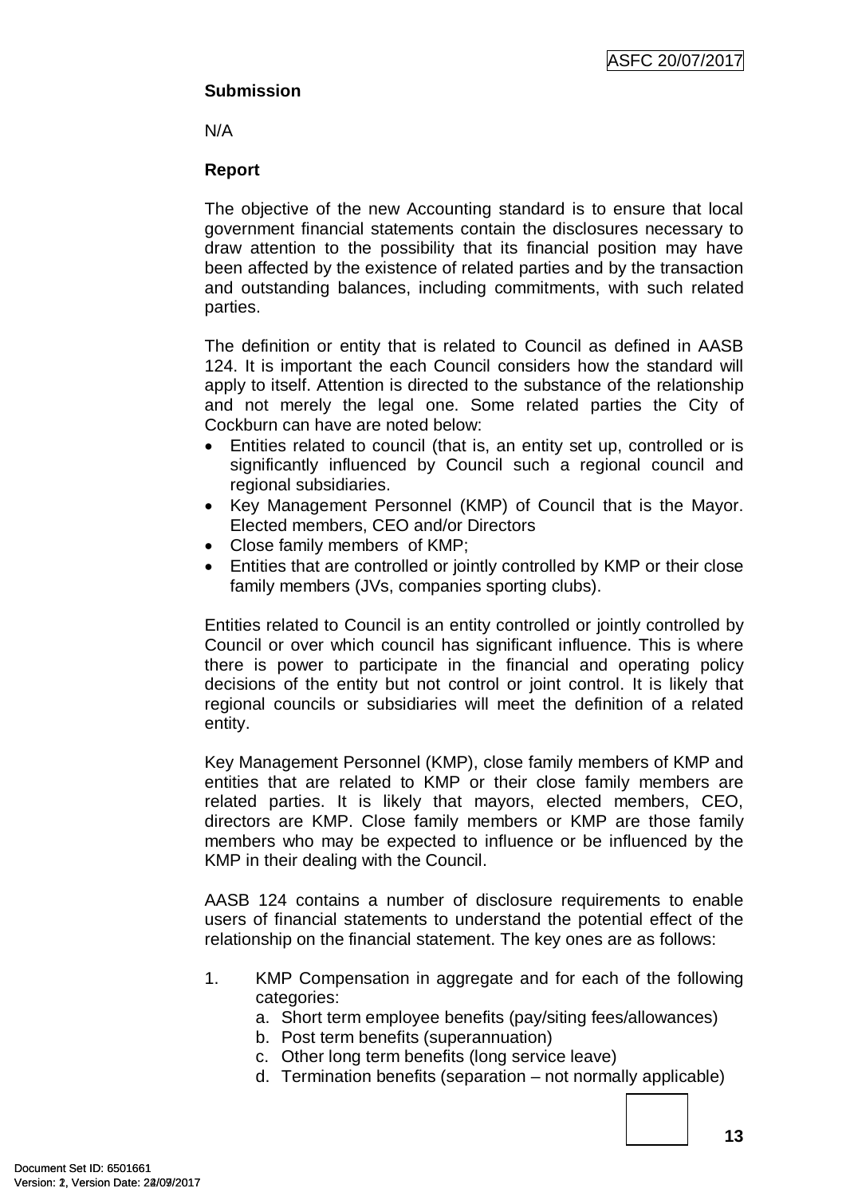**Submission**

N/A

**Report**

The objective of the new Accounting standard is to ensure that local government financial statements contain the disclosures necessary to draw attention to the possibility that its financial position may have been affected by the existence of related parties and by the transaction and outstanding balances, including commitments, with such related parties.

The definition or entity that is related to Council as defined in AASB 124. It is important the each Council considers how the standard will apply to itself. Attention is directed to the substance of the relationship and not merely the legal one. Some related parties the City of Cockburn can have are noted below:

- Entities related to council (that is, an entity set up, controlled or is significantly influenced by Council such a regional council and regional subsidiaries.
- Key Management Personnel (KMP) of Council that is the Mayor. Elected members, CEO and/or Directors
- Close family members of KMP;
- Entities that are controlled or jointly controlled by KMP or their close family members (JVs, companies sporting clubs).

Entities related to Council is an entity controlled or jointly controlled by Council or over which council has significant influence. This is where there is power to participate in the financial and operating policy decisions of the entity but not control or joint control. It is likely that regional councils or subsidiaries will meet the definition of a related entity.

Key Management Personnel (KMP), close family members of KMP and entities that are related to KMP or their close family members are related parties. It is likely that mayors, elected members, CEO, directors are KMP. Close family members or KMP are those family members who may be expected to influence or be influenced by the KMP in their dealing with the Council.

AASB 124 contains a number of disclosure requirements to enable users of financial statements to understand the potential effect of the relationship on the financial statement. The key ones are as follows:

1. KMP Compensation in aggregate and for each of the following categories:
   a. Short term employee benefits (pay/siting fees/allowances)
   b. Post term benefits (superannuation)
   c. Other long term benefits (long service leave)
   d. Termination benefits (separation – not normally applicable)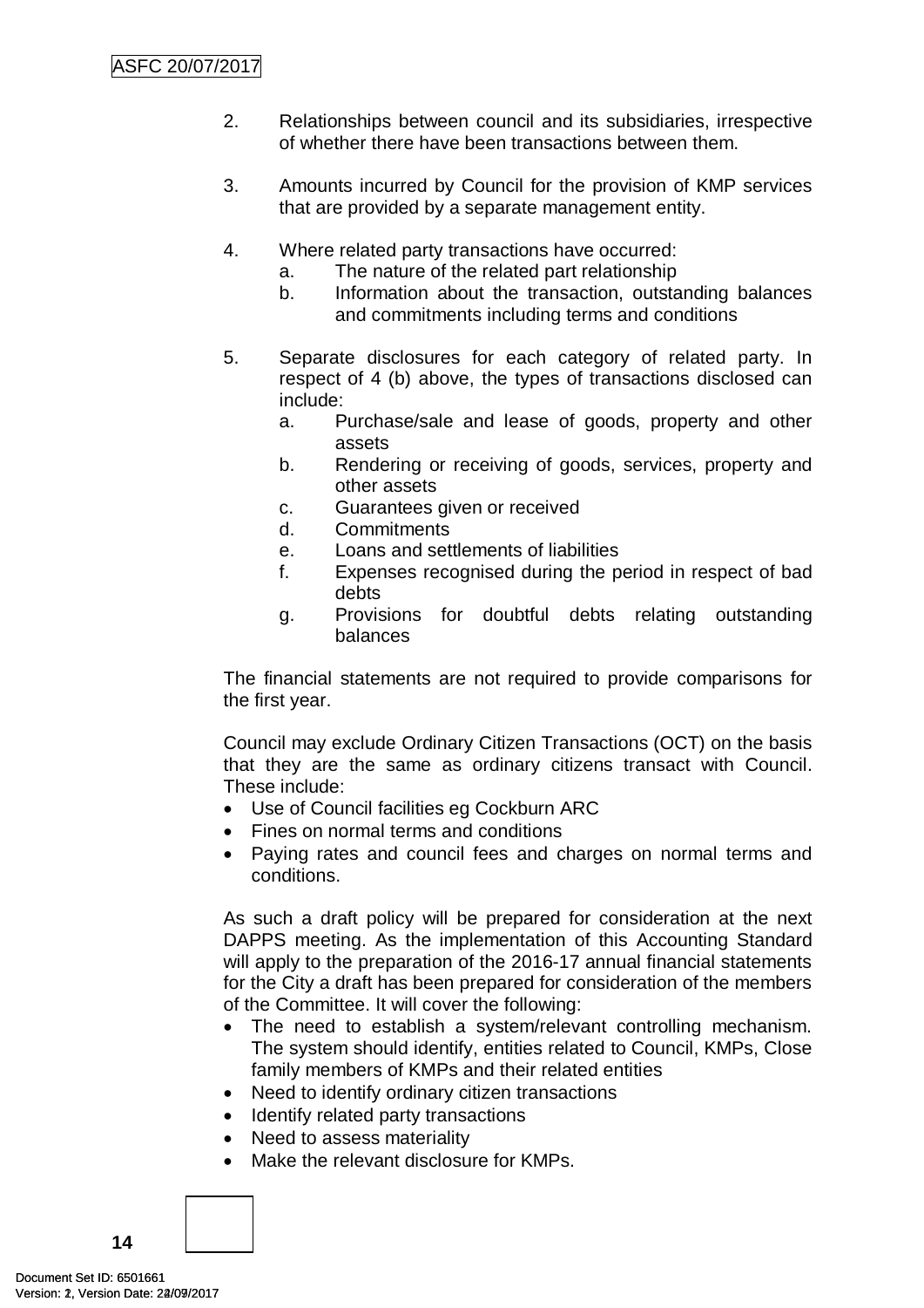2. Relationships between council and its subsidiaries, irrespective of whether there have been transactions between them.

3. Amounts incurred by Council for the provision of KMP services that are provided by a separate management entity.

4. Where related party transactions have occurred:
   a. The nature of the related part relationship
   b. Information about the transaction, outstanding balances and commitments including terms and conditions

5. Separate disclosures for each category of related party. In respect of 4 (b) above, the types of transactions disclosed can include:
   a. Purchase/sale and lease of goods, property and other assets
   b. Rendering or receiving of goods, services, property and other assets
   c. Guarantees given or received
   d. Commitments
   e. Loans and settlements of liabilities
   f. Expenses recognised during the period in respect of bad debts
   g. Provisions for doubtful debts relating outstanding balances

The financial statements are not required to provide comparisons for the first year.

Council may exclude Ordinary Citizen Transactions (OCT) on the basis that they are the same as ordinary citizens transact with Council. These include:

- Use of Council facilities eg Cockburn ARC
- Fines on normal terms and conditions
- Paying rates and council fees and charges on normal terms and conditions.

As such a draft policy will be prepared for consideration at the next DAPPS meeting. As the implementation of this Accounting Standard will apply to the preparation of the 2016-17 annual financial statements for the City a draft has been prepared for consideration of the members of the Committee. It will cover the following:

- The need to establish a system/relevant controlling mechanism. The system should identify, entities related to Council, KMPs, Close family members of KMPs and their related entities
- Need to identify ordinary citizen transactions
- Identify related party transactions
- Need to assess materiality
- Make the relevant disclosure for KMPs.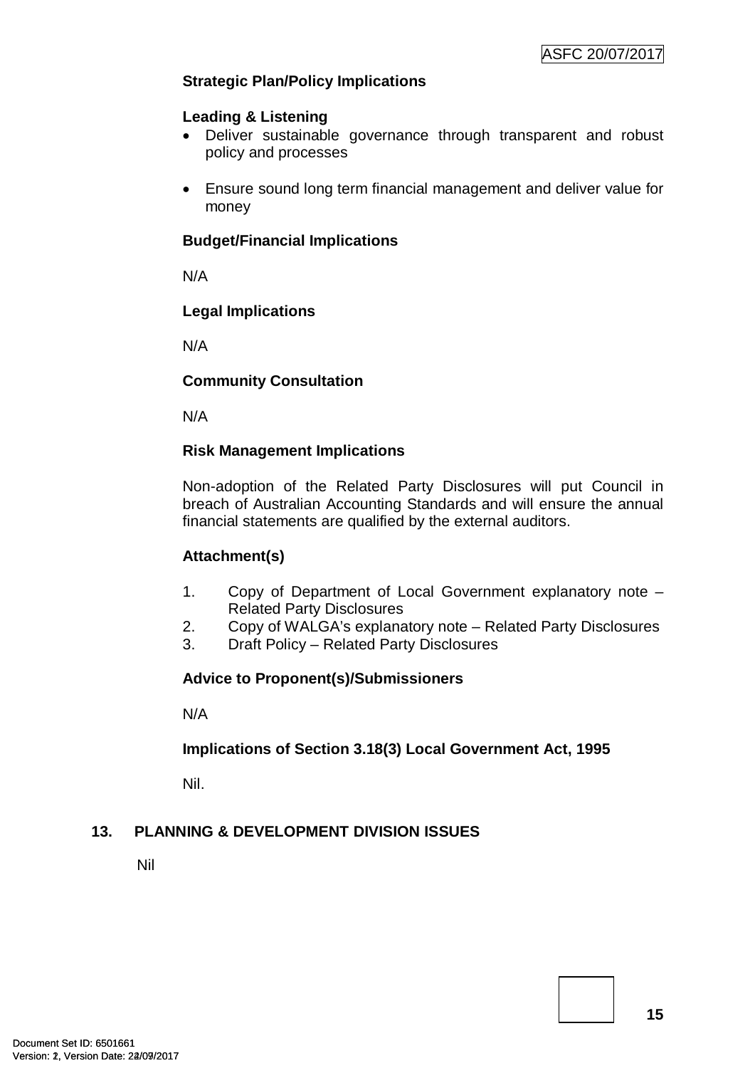**Strategic Plan/Policy Implications**

**Leading & Listening**

- Deliver sustainable governance through transparent and robust policy and processes

- Ensure sound long term financial management and deliver value for money

**Budget/Financial Implications**

N/A

**Legal Implications**

N/A

**Community Consultation**

N/A

**Risk Management Implications**

Non-adoption of the Related Party Disclosures will put Council in breach of Australian Accounting Standards and will ensure the annual financial statements are qualified by the external auditors.

**Attachment(s)**

1. Copy of Department of Local Government explanatory note – Related Party Disclosures
2. Copy of WALGA's explanatory note – Related Party Disclosures
3. Draft Policy – Related Party Disclosures

**Advice to Proponent(s)/Submissioners**

N/A

**Implications of Section 3.18(3) Local Government Act, 1995**

Nil.

## 13. PLANNING & DEVELOPMENT DIVISION ISSUES

Nil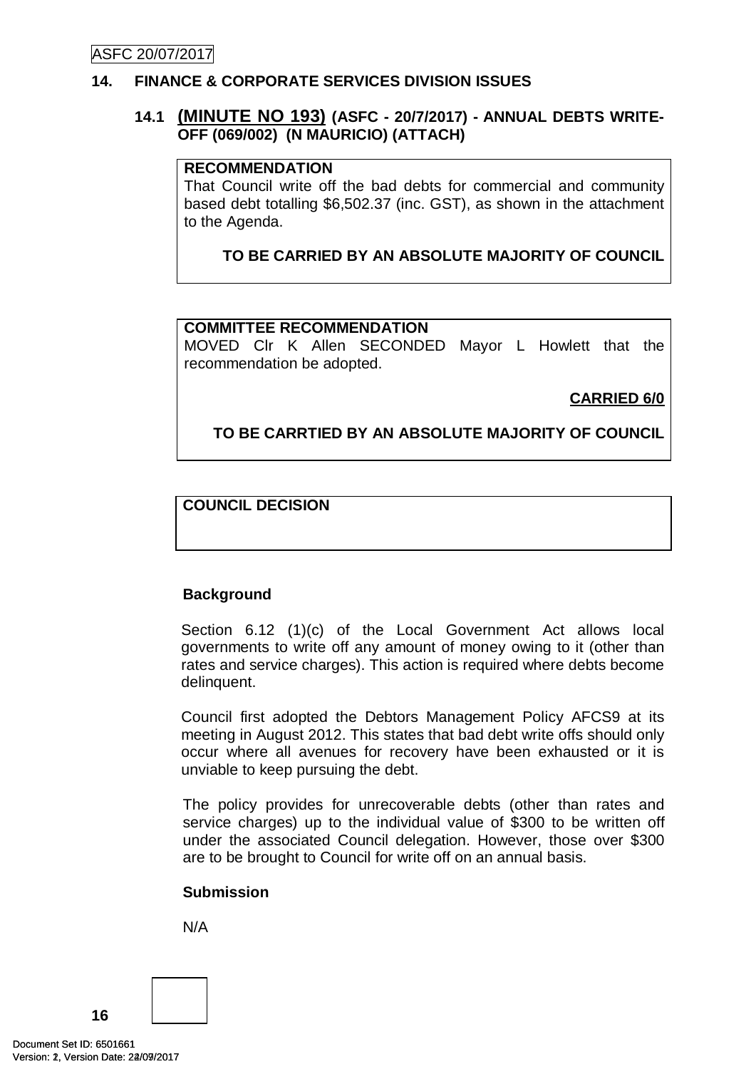## 14. FINANCE & CORPORATE SERVICES DIVISION ISSUES

### 14.1 (MINUTE NO 193) (ASFC - 20/7/2017) - ANNUAL DEBTS WRITE-OFF (069/002) (N MAURICIO) (ATTACH)

**RECOMMENDATION**

That Council write off the bad debts for commercial and community based debt totalling $6,502.37 (inc. GST), as shown in the attachment to the Agenda.

**TO BE CARRIED BY AN ABSOLUTE MAJORITY OF COUNCIL**

**COMMITTEE RECOMMENDATION**

MOVED Clr K Allen SECONDED Mayor L Howlett that the recommendation be adopted.

**CARRIED 6/0**

**TO BE CARRTIED BY AN ABSOLUTE MAJORITY OF COUNCIL**

**COUNCIL DECISION**

**Background**

Section 6.12 (1)(c) of the Local Government Act allows local governments to write off any amount of money owing to it (other than rates and service charges). This action is required where debts become delinquent.

Council first adopted the Debtors Management Policy AFCS9 at its meeting in August 2012. This states that bad debt write offs should only occur where all avenues for recovery have been exhausted or it is unviable to keep pursuing the debt.

The policy provides for unrecoverable debts (other than rates and service charges) up to the individual value of $300 to be written off under the associated Council delegation. However, those over $300 are to be brought to Council for write off on an annual basis.

**Submission**

N/A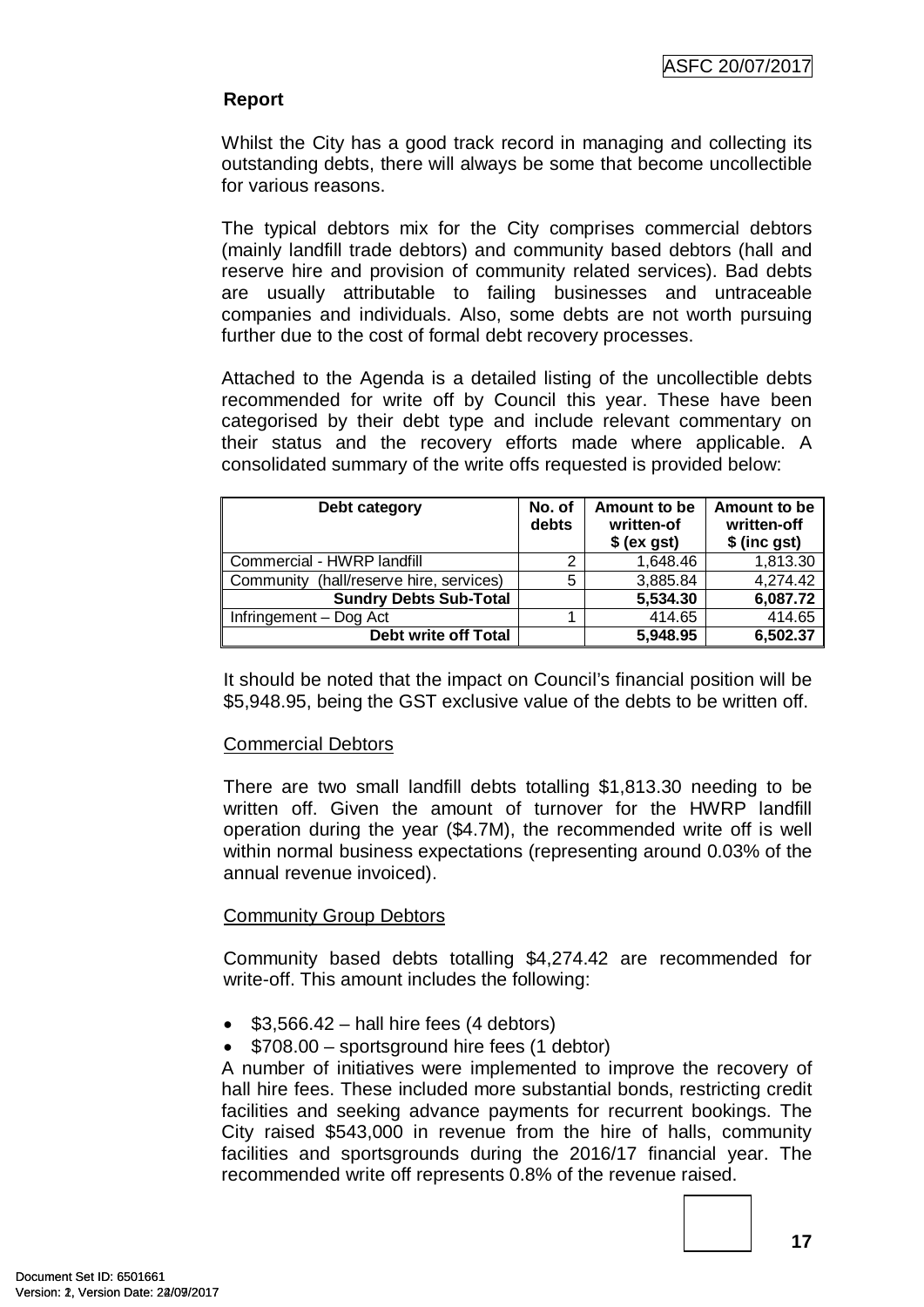## Report

Whilst the City has a good track record in managing and collecting its outstanding debts, there will always be some that become uncollectible for various reasons.

The typical debtors mix for the City comprises commercial debtors (mainly landfill trade debtors) and community based debtors (hall and reserve hire and provision of community related services). Bad debts are usually attributable to failing businesses and untraceable companies and individuals. Also, some debts are not worth pursuing further due to the cost of formal debt recovery processes.

Attached to the Agenda is a detailed listing of the uncollectible debts recommended for write off by Council this year. These have been categorised by their debt type and include relevant commentary on their status and the recovery efforts made where applicable. A consolidated summary of the write offs requested is provided below:

| Debt category | No. of debts | Amount to be written-of $ (ex gst) | Amount to be written-off $ (inc gst) |
|---|---|---|---|
| Commercial - HWRP landfill | 2 | 1,648.46 | 1,813.30 |
| Community (hall/reserve hire, services) | 5 | 3,885.84 | 4,274.42 |
| **Sundry Debts Sub-Total** | | **5,534.30** | **6,087.72** |
| Infringement – Dog Act | 1 | 414.65 | 414.65 |
| **Debt write off Total** | | **5,948.95** | **6,502.37** |

It should be noted that the impact on Council's financial position will be $5,948.95, being the GST exclusive value of the debts to be written off.

Commercial Debtors

There are two small landfill debts totalling $1,813.30 needing to be written off. Given the amount of turnover for the HWRP landfill operation during the year ($4.7M), the recommended write off is well within normal business expectations (representing around 0.03% of the annual revenue invoiced).

Community Group Debtors

Community based debts totalling $4,274.42 are recommended for write-off. This amount includes the following:

- $3,566.42 – hall hire fees (4 debtors)
- $708.00 – sportsground hire fees (1 debtor)

A number of initiatives were implemented to improve the recovery of hall hire fees. These included more substantial bonds, restricting credit facilities and seeking advance payments for recurrent bookings. The City raised $543,000 in revenue from the hire of halls, community facilities and sportsgrounds during the 2016/17 financial year. The recommended write off represents 0.8% of the revenue raised.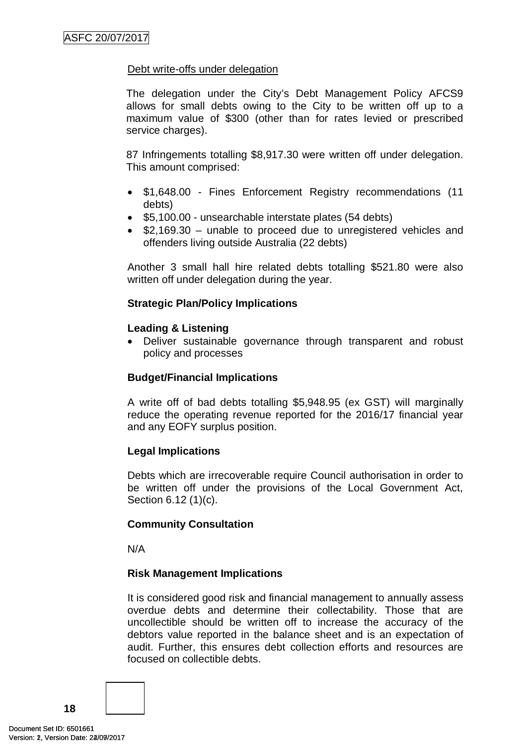Debt write-offs under delegation

The delegation under the City's Debt Management Policy AFCS9 allows for small debts owing to the City to be written off up to a maximum value of $300 (other than for rates levied or prescribed service charges).

87 Infringements totalling $8,917.30 were written off under delegation. This amount comprised:

- $1,648.00 - Fines Enforcement Registry recommendations (11 debts)
- $5,100.00 - unsearchable interstate plates (54 debts)
- $2,169.30 – unable to proceed due to unregistered vehicles and offenders living outside Australia (22 debts)

Another 3 small hall hire related debts totalling $521.80 were also written off under delegation during the year.

**Strategic Plan/Policy Implications**

**Leading & Listening**

- Deliver sustainable governance through transparent and robust policy and processes

**Budget/Financial Implications**

A write off of bad debts totalling $5,948.95 (ex GST) will marginally reduce the operating revenue reported for the 2016/17 financial year and any EOFY surplus position.

**Legal Implications**

Debts which are irrecoverable require Council authorisation in order to be written off under the provisions of the Local Government Act, Section 6.12 (1)(c).

**Community Consultation**

N/A

**Risk Management Implications**

It is considered good risk and financial management to annually assess overdue debts and determine their collectability. Those that are uncollectible should be written off to increase the accuracy of the debtors value reported in the balance sheet and is an expectation of audit. Further, this ensures debt collection efforts and resources are focused on collectible debts.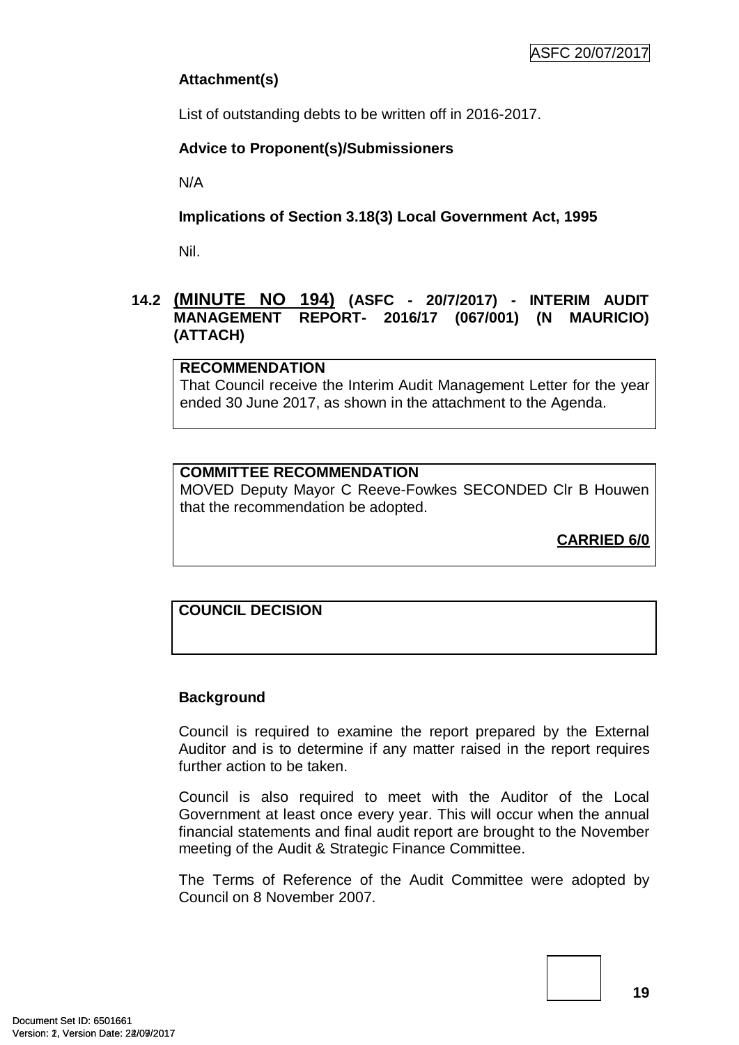**Attachment(s)**

List of outstanding debts to be written off in 2016-2017.

**Advice to Proponent(s)/Submissioners**

N/A

**Implications of Section 3.18(3) Local Government Act, 1995**

Nil.

### 14.2 (MINUTE NO 194) (ASFC - 20/7/2017) - INTERIM AUDIT MANAGEMENT REPORT- 2016/17 (067/001) (N MAURICIO) (ATTACH)

**RECOMMENDATION**

That Council receive the Interim Audit Management Letter for the year ended 30 June 2017, as shown in the attachment to the Agenda.

**COMMITTEE RECOMMENDATION**

MOVED Deputy Mayor C Reeve-Fowkes SECONDED Clr B Houwen that the recommendation be adopted.

**CARRIED 6/0**

**COUNCIL DECISION**

**Background**

Council is required to examine the report prepared by the External Auditor and is to determine if any matter raised in the report requires further action to be taken.

Council is also required to meet with the Auditor of the Local Government at least once every year. This will occur when the annual financial statements and final audit report are brought to the November meeting of the Audit & Strategic Finance Committee.

The Terms of Reference of the Audit Committee were adopted by Council on 8 November 2007.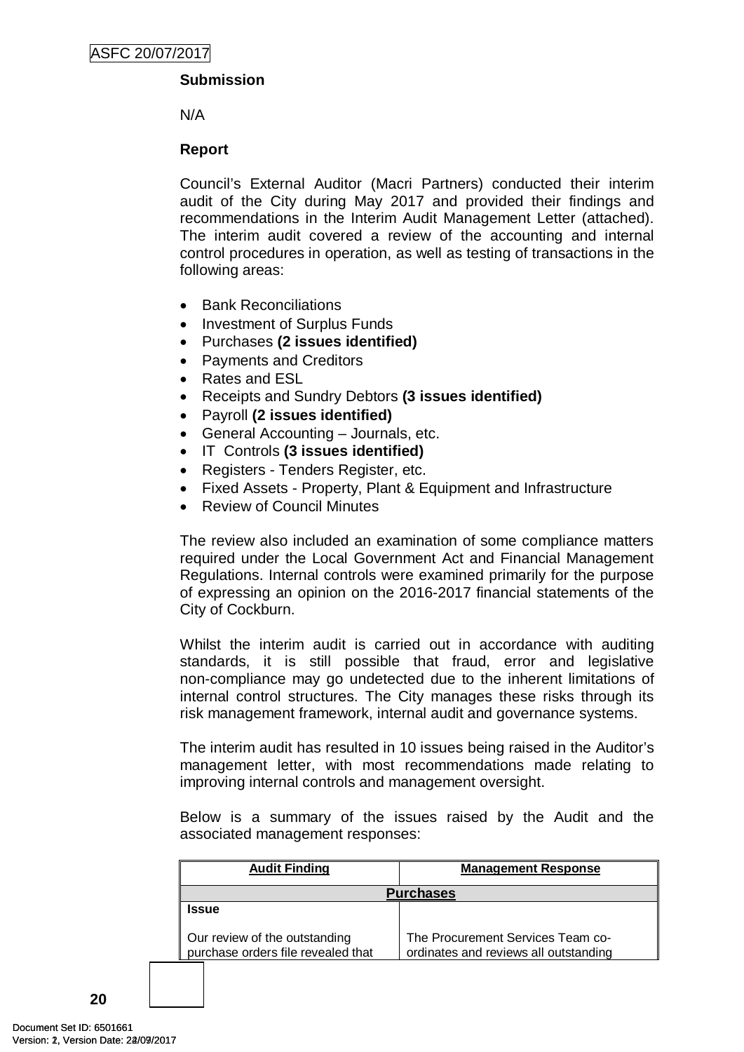**Submission**

N/A

**Report**

Council's External Auditor (Macri Partners) conducted their interim audit of the City during May 2017 and provided their findings and recommendations in the Interim Audit Management Letter (attached). The interim audit covered a review of the accounting and internal control procedures in operation, as well as testing of transactions in the following areas:

- Bank Reconciliations
- Investment of Surplus Funds
- Purchases **(2 issues identified)**
- Payments and Creditors
- Rates and ESL
- Receipts and Sundry Debtors **(3 issues identified)**
- Payroll **(2 issues identified)**
- General Accounting – Journals, etc.
- IT Controls **(3 issues identified)**
- Registers - Tenders Register, etc.
- Fixed Assets - Property, Plant & Equipment and Infrastructure
- Review of Council Minutes

The review also included an examination of some compliance matters required under the Local Government Act and Financial Management Regulations. Internal controls were examined primarily for the purpose of expressing an opinion on the 2016-2017 financial statements of the City of Cockburn.

Whilst the interim audit is carried out in accordance with auditing standards, it is still possible that fraud, error and legislative non-compliance may go undetected due to the inherent limitations of internal control structures. The City manages these risks through its risk management framework, internal audit and governance systems.

The interim audit has resulted in 10 issues being raised in the Auditor's management letter, with most recommendations made relating to improving internal controls and management oversight.

Below is a summary of the issues raised by the Audit and the associated management responses:

| Audit Finding | Management Response |
|---|---|
| **Purchases** | |
| **Issue**<br><br>Our review of the outstanding purchase orders file revealed that | <br><br>The Procurement Services Team co-ordinates and reviews all outstanding |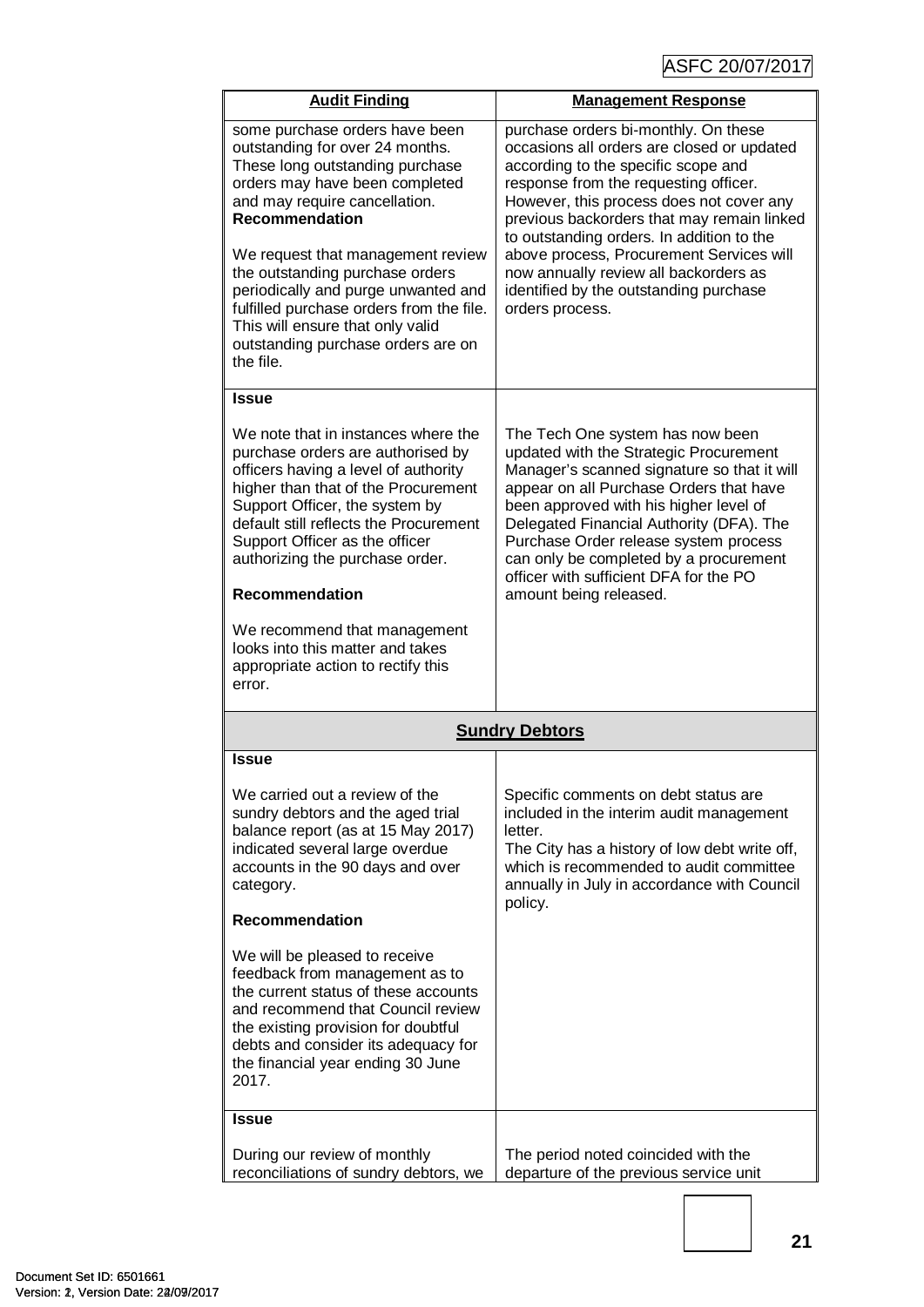| Audit Finding | Management Response |
|---|---|
| some purchase orders have been outstanding for over 24 months. These long outstanding purchase orders may have been completed and may require cancellation.<br>**Recommendation**<br><br>We request that management review the outstanding purchase orders periodically and purge unwanted and fulfilled purchase orders from the file. This will ensure that only valid outstanding purchase orders are on the file. | purchase orders bi-monthly. On these occasions all orders are closed or updated according to the specific scope and response from the requesting officer. However, this process does not cover any previous backorders that may remain linked to outstanding orders. In addition to the above process, Procurement Services will now annually review all backorders as identified by the outstanding purchase orders process. |
| **Issue**<br><br>We note that in instances where the purchase orders are authorised by officers having a level of authority higher than that of the Procurement Support Officer, the system by default still reflects the Procurement Support Officer as the officer authorizing the purchase order.<br><br>**Recommendation**<br><br>We recommend that management looks into this matter and takes appropriate action to rectify this error. | The Tech One system has now been updated with the Strategic Procurement Manager's scanned signature so that it will appear on all Purchase Orders that have been approved with his higher level of Delegated Financial Authority (DFA). The Purchase Order release system process can only be completed by a procurement officer with sufficient DFA for the PO amount being released. |
| **Sundry Debtors** | |
| **Issue**<br><br>We carried out a review of the sundry debtors and the aged trial balance report (as at 15 May 2017) indicated several large overdue accounts in the 90 days and over category.<br><br>**Recommendation**<br><br>We will be pleased to receive feedback from management as to the current status of these accounts and recommend that Council review the existing provision for doubtful debts and consider its adequacy for the financial year ending 30 June 2017. | Specific comments on debt status are included in the interim audit management letter.<br>The City has a history of low debt write off, which is recommended to audit committee annually in July in accordance with Council policy. |
| **Issue**<br><br>During our review of monthly reconciliations of sundry debtors, we | The period noted coincided with the departure of the previous service unit |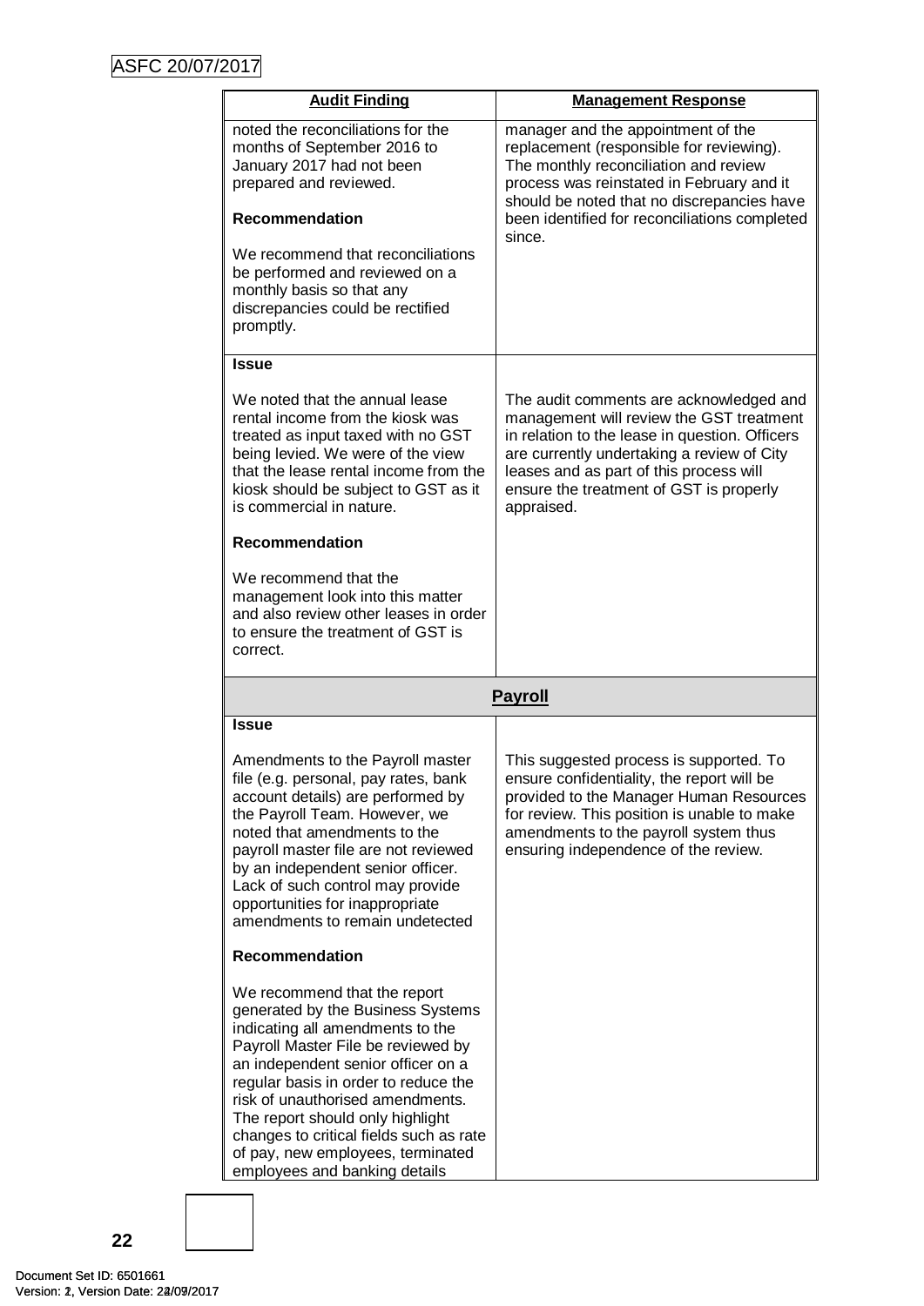| Audit Finding | Management Response |
|---|---|
| noted the reconciliations for the months of September 2016 to January 2017 had not been prepared and reviewed.<br><br>**Recommendation**<br><br>We recommend that reconciliations be performed and reviewed on a monthly basis so that any discrepancies could be rectified promptly. | manager and the appointment of the replacement (responsible for reviewing). The monthly reconciliation and review process was reinstated in February and it should be noted that no discrepancies have been identified for reconciliations completed since. |
| **Issue**<br><br>We noted that the annual lease rental income from the kiosk was treated as input taxed with no GST being levied. We were of the view that the lease rental income from the kiosk should be subject to GST as it is commercial in nature.<br><br>**Recommendation**<br><br>We recommend that the management look into this matter and also review other leases in order to ensure the treatment of GST is correct. | The audit comments are acknowledged and management will review the GST treatment in relation to the lease in question. Officers are currently undertaking a review of City leases and as part of this process will ensure the treatment of GST is properly appraised. |
| **Payroll** | |
| **Issue**<br><br>Amendments to the Payroll master file (e.g. personal, pay rates, bank account details) are performed by the Payroll Team. However, we noted that amendments to the payroll master file are not reviewed by an independent senior officer. Lack of such control may provide opportunities for inappropriate amendments to remain undetected<br><br>**Recommendation**<br><br>We recommend that the report generated by the Business Systems indicating all amendments to the Payroll Master File be reviewed by an independent senior officer on a regular basis in order to reduce the risk of unauthorised amendments. The report should only highlight changes to critical fields such as rate of pay, new employees, terminated employees and banking details | This suggested process is supported. To ensure confidentiality, the report will be provided to the Manager Human Resources for review. This position is unable to make amendments to the payroll system thus ensuring independence of the review. |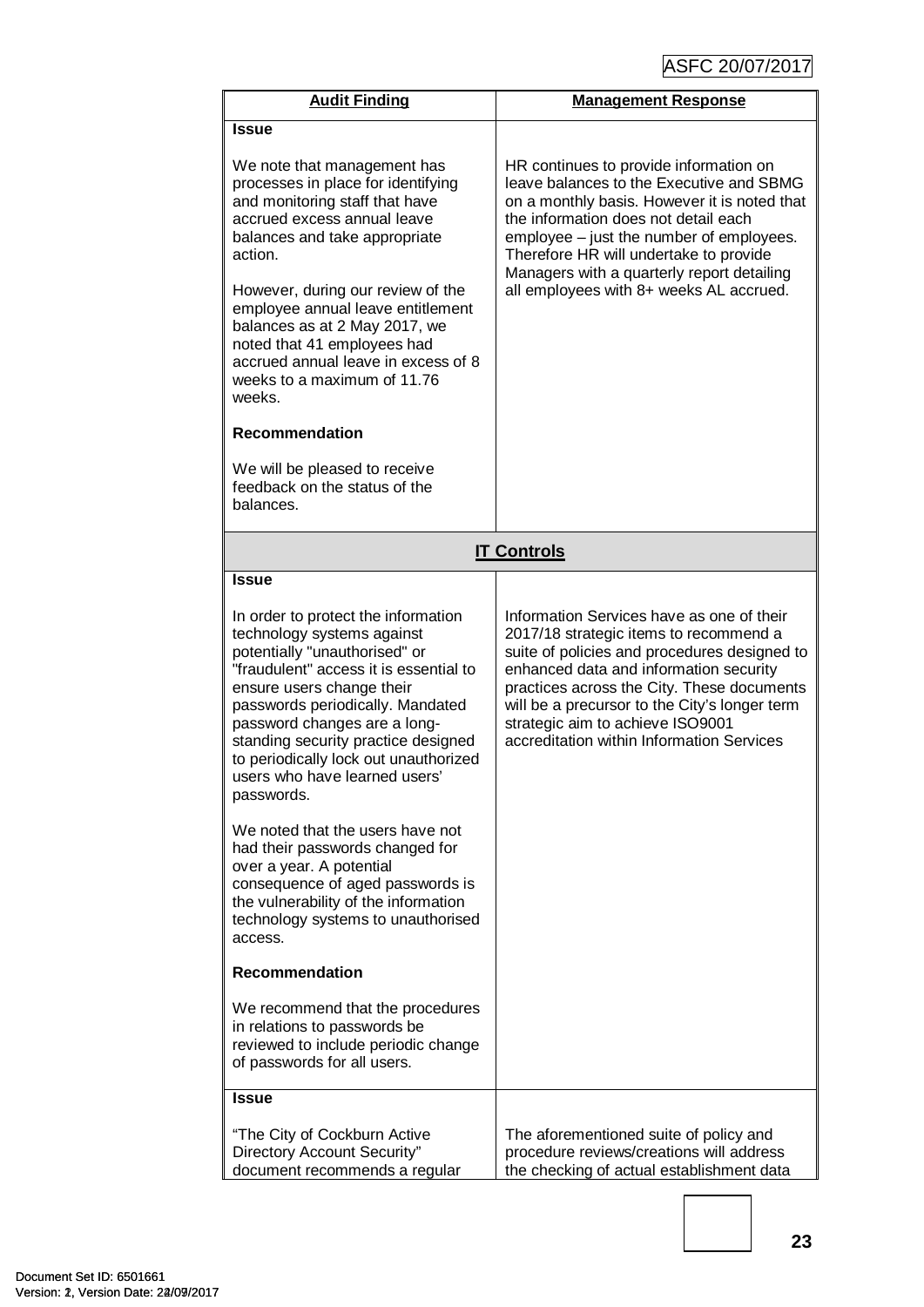| Audit Finding | Management Response |
|---|---|
| **Issue**<br><br>We note that management has processes in place for identifying and monitoring staff that have accrued excess annual leave balances and take appropriate action.<br><br>However, during our review of the employee annual leave entitlement balances as at 2 May 2017, we noted that 41 employees had accrued annual leave in excess of 8 weeks to a maximum of 11.76 weeks.<br><br>**Recommendation**<br><br>We will be pleased to receive feedback on the status of the balances. | HR continues to provide information on leave balances to the Executive and SBMG on a monthly basis. However it is noted that the information does not detail each employee – just the number of employees. Therefore HR will undertake to provide Managers with a quarterly report detailing all employees with 8+ weeks AL accrued. |
| **IT Controls** | |
| **Issue**<br><br>In order to protect the information technology systems against potentially "unauthorised" or "fraudulent" access it is essential to ensure users change their passwords periodically. Mandated password changes are a long-standing security practice designed to periodically lock out unauthorized users who have learned users' passwords.<br><br>We noted that the users have not had their passwords changed for over a year. A potential consequence of aged passwords is the vulnerability of the information technology systems to unauthorised access.<br><br>**Recommendation**<br><br>We recommend that the procedures in relations to passwords be reviewed to include periodic change of passwords for all users. | Information Services have as one of their 2017/18 strategic items to recommend a suite of policies and procedures designed to enhanced data and information security practices across the City. These documents will be a precursor to the City's longer term strategic aim to achieve ISO9001 accreditation within Information Services |
| **Issue**<br><br>"The City of Cockburn Active Directory Account Security" document recommends a regular | The aforementioned suite of policy and procedure reviews/creations will address the checking of actual establishment data |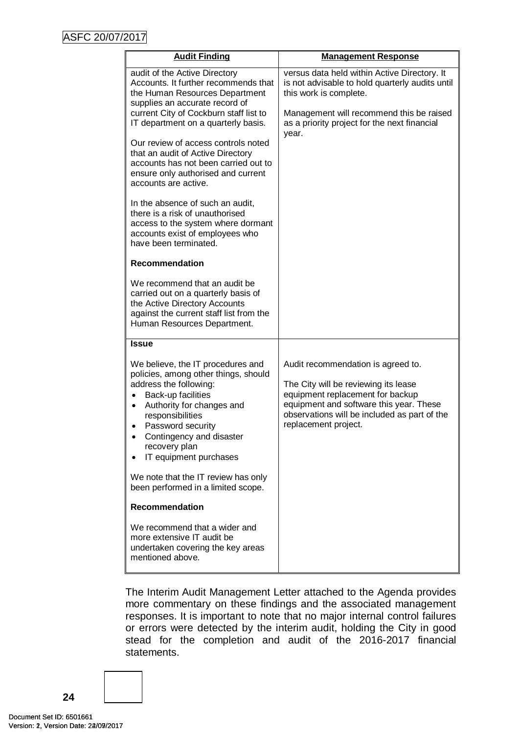| Audit Finding | Management Response |
|---|---|
| audit of the Active Directory Accounts. It further recommends that the Human Resources Department supplies an accurate record of current City of Cockburn staff list to IT department on a quarterly basis.<br><br>Our review of access controls noted that an audit of Active Directory accounts has not been carried out to ensure only authorised and current accounts are active.<br><br>In the absence of such an audit, there is a risk of unauthorised access to the system where dormant accounts exist of employees who have been terminated.<br><br>**Recommendation**<br><br>We recommend that an audit be carried out on a quarterly basis of the Active Directory Accounts against the current staff list from the Human Resources Department. | versus data held within Active Directory. It is not advisable to hold quarterly audits until this work is complete.<br><br>Management will recommend this be raised as a priority project for the next financial year. |
| **Issue**<br><br>We believe, the IT procedures and policies, among other things, should address the following:<br>• Back-up facilities<br>• Authority for changes and responsibilities<br>• Password security<br>• Contingency and disaster recovery plan<br>• IT equipment purchases<br><br>We note that the IT review has only been performed in a limited scope.<br><br>**Recommendation**<br><br>We recommend that a wider and more extensive IT audit be undertaken covering the key areas mentioned above. | Audit recommendation is agreed to.<br><br>The City will be reviewing its lease equipment replacement for backup equipment and software this year. These observations will be included as part of the replacement project. |

The Interim Audit Management Letter attached to the Agenda provides more commentary on these findings and the associated management responses. It is important to note that no major internal control failures or errors were detected by the interim audit, holding the City in good stead for the completion and audit of the 2016-2017 financial statements.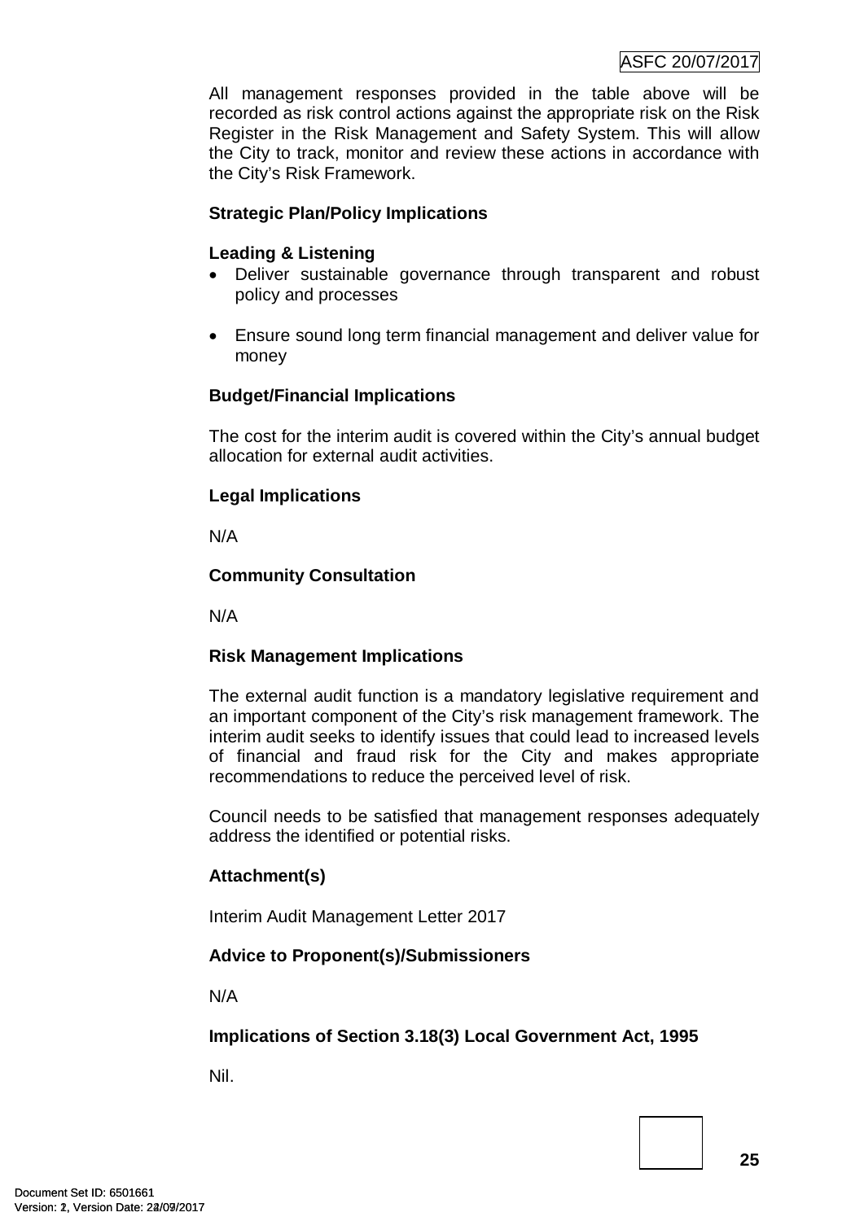All management responses provided in the table above will be recorded as risk control actions against the appropriate risk on the Risk Register in the Risk Management and Safety System. This will allow the City to track, monitor and review these actions in accordance with the City's Risk Framework.

**Strategic Plan/Policy Implications**

**Leading & Listening**

- Deliver sustainable governance through transparent and robust policy and processes
- Ensure sound long term financial management and deliver value for money

**Budget/Financial Implications**

The cost for the interim audit is covered within the City's annual budget allocation for external audit activities.

**Legal Implications**

N/A

**Community Consultation**

N/A

**Risk Management Implications**

The external audit function is a mandatory legislative requirement and an important component of the City's risk management framework. The interim audit seeks to identify issues that could lead to increased levels of financial and fraud risk for the City and makes appropriate recommendations to reduce the perceived level of risk.

Council needs to be satisfied that management responses adequately address the identified or potential risks.

**Attachment(s)**

Interim Audit Management Letter 2017

**Advice to Proponent(s)/Submissioners**

N/A

**Implications of Section 3.18(3) Local Government Act, 1995**

Nil.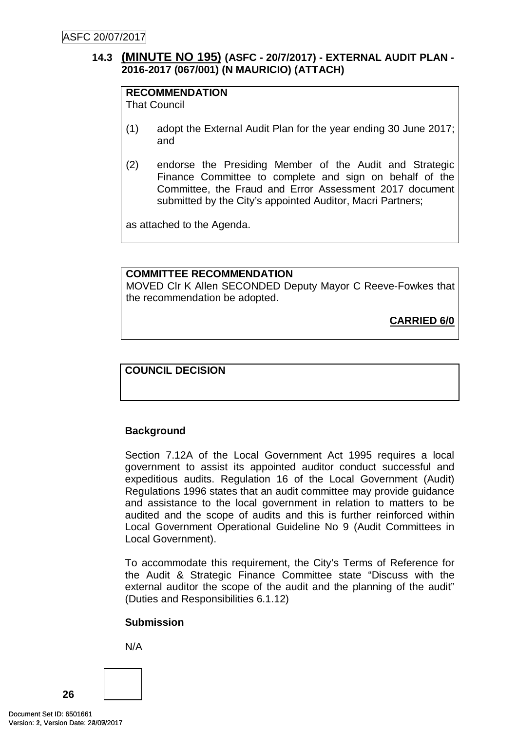ASFC 20/07/2017

### 14.3 (MINUTE NO 195) (ASFC - 20/7/2017) - EXTERNAL AUDIT PLAN - 2016-2017 (067/001) (N MAURICIO) (ATTACH)

**RECOMMENDATION**

That Council

(1) adopt the External Audit Plan for the year ending 30 June 2017; and

(2) endorse the Presiding Member of the Audit and Strategic Finance Committee to complete and sign on behalf of the Committee, the Fraud and Error Assessment 2017 document submitted by the City's appointed Auditor, Macri Partners;

as attached to the Agenda.

**COMMITTEE RECOMMENDATION**

MOVED Clr K Allen SECONDED Deputy Mayor C Reeve-Fowkes that the recommendation be adopted.

**CARRIED 6/0**

**COUNCIL DECISION**

**Background**

Section 7.12A of the Local Government Act 1995 requires a local government to assist its appointed auditor conduct successful and expeditious audits. Regulation 16 of the Local Government (Audit) Regulations 1996 states that an audit committee may provide guidance and assistance to the local government in relation to matters to be audited and the scope of audits and this is further reinforced within Local Government Operational Guideline No 9 (Audit Committees in Local Government).

To accommodate this requirement, the City's Terms of Reference for the Audit & Strategic Finance Committee state "Discuss with the external auditor the scope of the audit and the planning of the audit" (Duties and Responsibilities 6.1.12)

**Submission**

N/A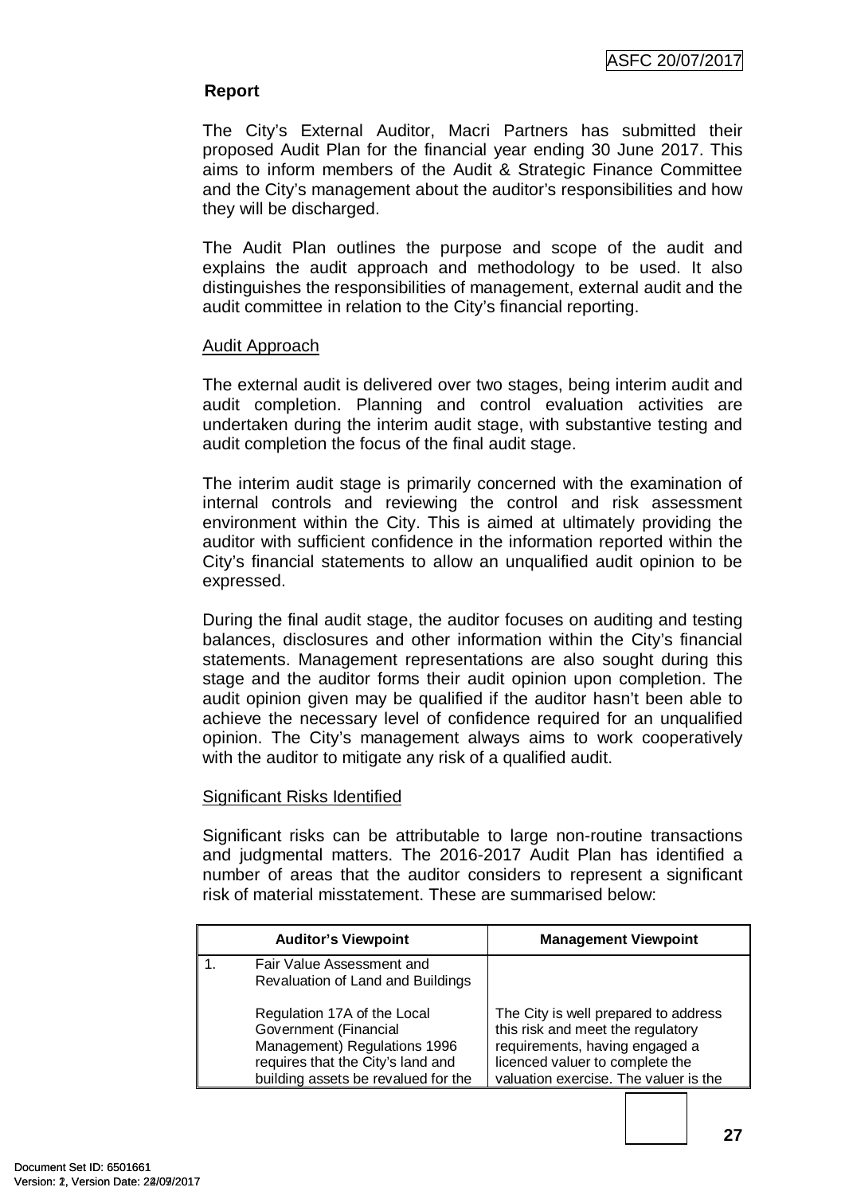## Report

The City's External Auditor, Macri Partners has submitted their proposed Audit Plan for the financial year ending 30 June 2017. This aims to inform members of the Audit & Strategic Finance Committee and the City's management about the auditor's responsibilities and how they will be discharged.

The Audit Plan outlines the purpose and scope of the audit and explains the audit approach and methodology to be used. It also distinguishes the responsibilities of management, external audit and the audit committee in relation to the City's financial reporting.

### Audit Approach

The external audit is delivered over two stages, being interim audit and audit completion. Planning and control evaluation activities are undertaken during the interim audit stage, with substantive testing and audit completion the focus of the final audit stage.

The interim audit stage is primarily concerned with the examination of internal controls and reviewing the control and risk assessment environment within the City. This is aimed at ultimately providing the auditor with sufficient confidence in the information reported within the City's financial statements to allow an unqualified audit opinion to be expressed.

During the final audit stage, the auditor focuses on auditing and testing balances, disclosures and other information within the City's financial statements. Management representations are also sought during this stage and the auditor forms their audit opinion upon completion. The audit opinion given may be qualified if the auditor hasn't been able to achieve the necessary level of confidence required for an unqualified opinion. The City's management always aims to work cooperatively with the auditor to mitigate any risk of a qualified audit.

### Significant Risks Identified

Significant risks can be attributable to large non-routine transactions and judgmental matters. The 2016-2017 Audit Plan has identified a number of areas that the auditor considers to represent a significant risk of material misstatement. These are summarised below:

| | Auditor's Viewpoint | Management Viewpoint |
|---|---|---|
| 1. | Fair Value Assessment and Revaluation of Land and Buildings<br><br>Regulation 17A of the Local Government (Financial Management) Regulations 1996 requires that the City's land and building assets be revalued for the | <br><br><br>The City is well prepared to address this risk and meet the regulatory requirements, having engaged a licenced valuer to complete the valuation exercise. The valuer is the |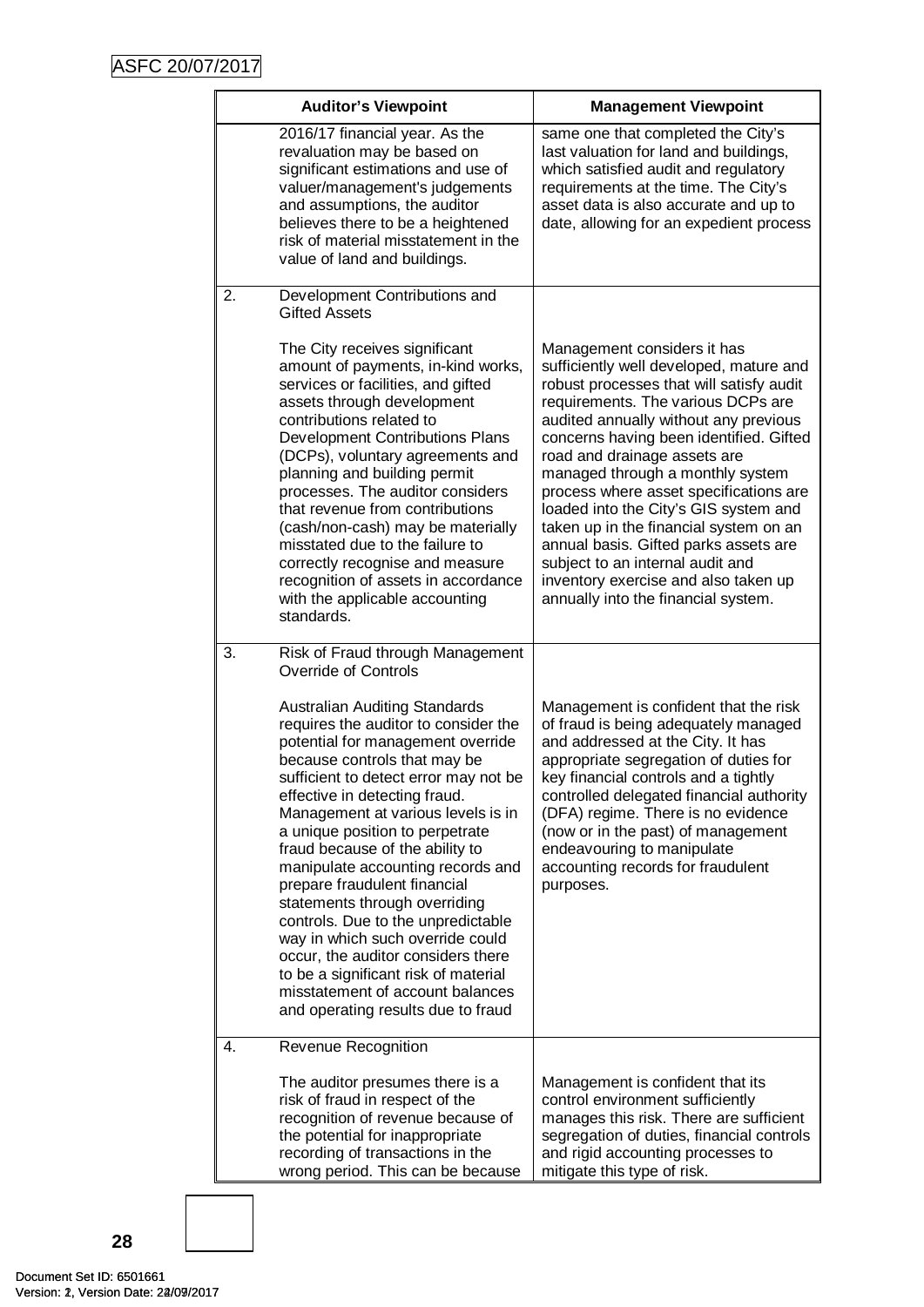ASFC 20/07/2017

| | Auditor's Viewpoint | Management Viewpoint |
|---|---|---|
| | 2016/17 financial year. As the revaluation may be based on significant estimations and use of valuer/management's judgements and assumptions, the auditor believes there to be a heightened risk of material misstatement in the value of land and buildings. | same one that completed the City's last valuation for land and buildings, which satisfied audit and regulatory requirements at the time. The City's asset data is also accurate and up to date, allowing for an expedient process |
| 2. | Development Contributions and Gifted Assets<br><br>The City receives significant amount of payments, in-kind works, services or facilities, and gifted assets through development contributions related to Development Contributions Plans (DCPs), voluntary agreements and planning and building permit processes. The auditor considers that revenue from contributions (cash/non-cash) may be materially misstated due to the failure to correctly recognise and measure recognition of assets in accordance with the applicable accounting standards. | Management considers it has sufficiently well developed, mature and robust processes that will satisfy audit requirements. The various DCPs are audited annually without any previous concerns having been identified. Gifted road and drainage assets are managed through a monthly system process where asset specifications are loaded into the City's GIS system and taken up in the financial system on an annual basis. Gifted parks assets are subject to an internal audit and inventory exercise and also taken up annually into the financial system. |
| 3. | Risk of Fraud through Management Override of Controls<br><br>Australian Auditing Standards requires the auditor to consider the potential for management override because controls that may be sufficient to detect error may not be effective in detecting fraud. Management at various levels is in a unique position to perpetrate fraud because of the ability to manipulate accounting records and prepare fraudulent financial statements through overriding controls. Due to the unpredictable way in which such override could occur, the auditor considers there to be a significant risk of material misstatement of account balances and operating results due to fraud | Management is confident that the risk of fraud is being adequately managed and addressed at the City. It has appropriate segregation of duties for key financial controls and a tightly controlled delegated financial authority (DFA) regime. There is no evidence (now or in the past) of management endeavouring to manipulate accounting records for fraudulent purposes. |
| 4. | Revenue Recognition<br><br>The auditor presumes there is a risk of fraud in respect of the recognition of revenue because of the potential for inappropriate recording of transactions in the wrong period. This can be because | Management is confident that its control environment sufficiently manages this risk. There are sufficient segregation of duties, financial controls and rigid accounting processes to mitigate this type of risk. |

Document Set ID: 6501661
Version: 2, Version Date: 24/07/2017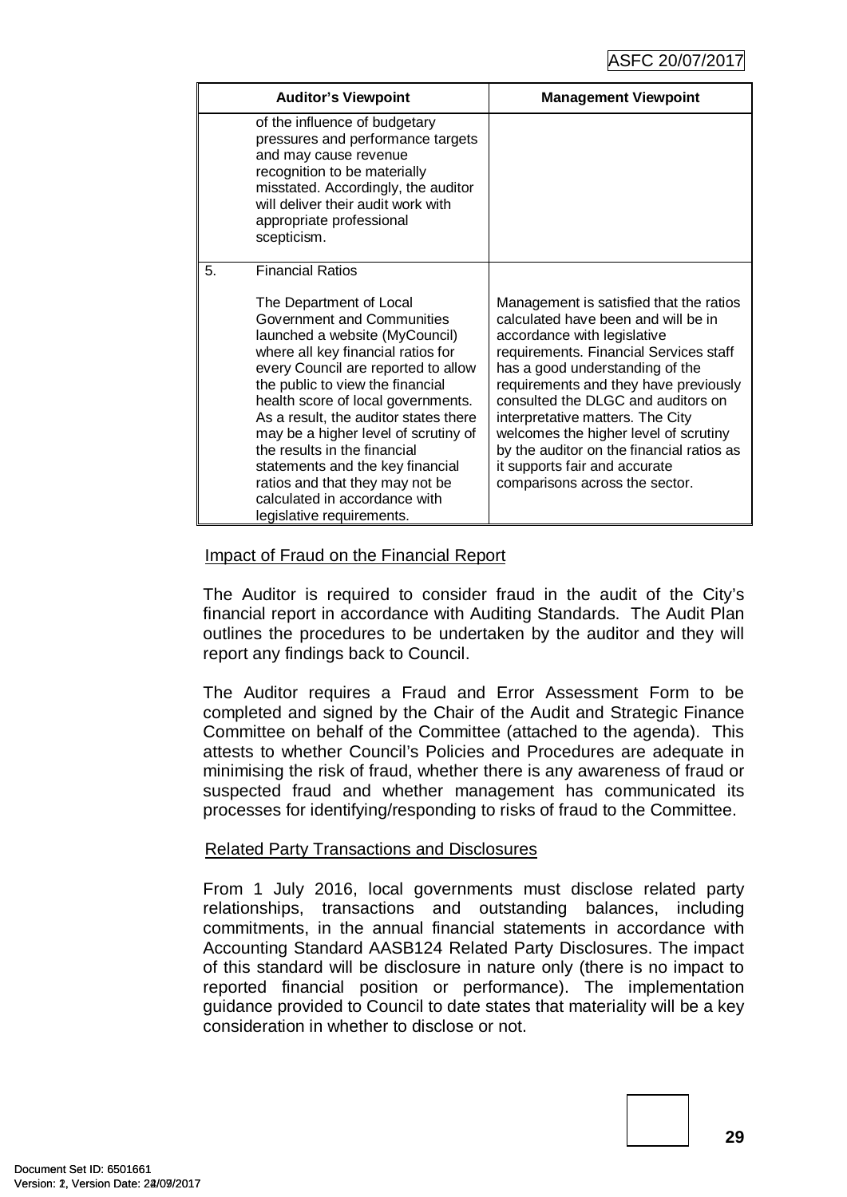| Auditor's Viewpoint | Management Viewpoint |
| --- | --- |
| of the influence of budgetary pressures and performance targets and may cause revenue recognition to be materially misstated. Accordingly, the auditor will deliver their audit work with appropriate professional scepticism. | |
| 5. Financial Ratios<br><br>The Department of Local Government and Communities launched a website (MyCouncil) where all key financial ratios for every Council are reported to allow the public to view the financial health score of local governments. As a result, the auditor states there may be a higher level of scrutiny of the results in the financial statements and the key financial ratios and that they may not be calculated in accordance with legislative requirements. | Management is satisfied that the ratios calculated have been and will be in accordance with legislative requirements. Financial Services staff has a good understanding of the requirements and they have previously consulted the DLGC and auditors on interpretative matters. The City welcomes the higher level of scrutiny by the auditor on the financial ratios as it supports fair and accurate comparisons across the sector. |

Impact of Fraud on the Financial Report

The Auditor is required to consider fraud in the audit of the City's financial report in accordance with Auditing Standards. The Audit Plan outlines the procedures to be undertaken by the auditor and they will report any findings back to Council.

The Auditor requires a Fraud and Error Assessment Form to be completed and signed by the Chair of the Audit and Strategic Finance Committee on behalf of the Committee (attached to the agenda). This attests to whether Council's Policies and Procedures are adequate in minimising the risk of fraud, whether there is any awareness of fraud or suspected fraud and whether management has communicated its processes for identifying/responding to risks of fraud to the Committee.

Related Party Transactions and Disclosures

From 1 July 2016, local governments must disclose related party relationships, transactions and outstanding balances, including commitments, in the annual financial statements in accordance with Accounting Standard AASB124 Related Party Disclosures. The impact of this standard will be disclosure in nature only (there is no impact to reported financial position or performance). The implementation guidance provided to Council to date states that materiality will be a key consideration in whether to disclose or not.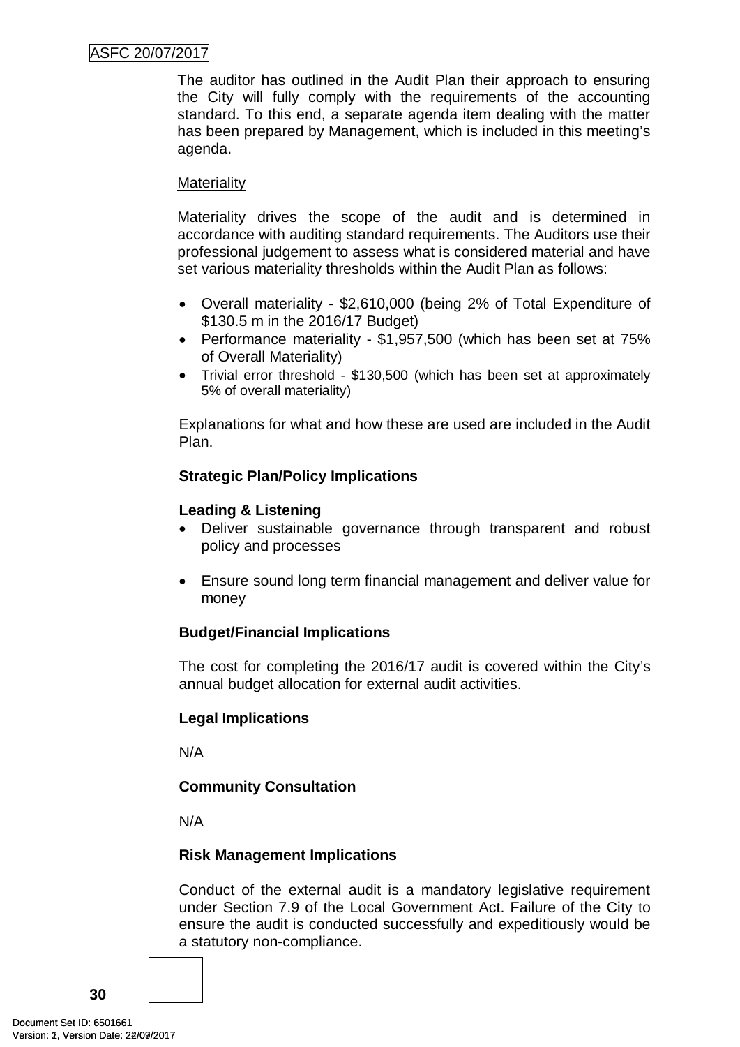The auditor has outlined in the Audit Plan their approach to ensuring the City will fully comply with the requirements of the accounting standard. To this end, a separate agenda item dealing with the matter has been prepared by Management, which is included in this meeting's agenda.

Materiality

Materiality drives the scope of the audit and is determined in accordance with auditing standard requirements. The Auditors use their professional judgement to assess what is considered material and have set various materiality thresholds within the Audit Plan as follows:

- Overall materiality - $2,610,000 (being 2% of Total Expenditure of $130.5 m in the 2016/17 Budget)
- Performance materiality - $1,957,500 (which has been set at 75% of Overall Materiality)
- Trivial error threshold - $130,500 (which has been set at approximately 5% of overall materiality)

Explanations for what and how these are used are included in the Audit Plan.

**Strategic Plan/Policy Implications**

**Leading & Listening**

- Deliver sustainable governance through transparent and robust policy and processes
- Ensure sound long term financial management and deliver value for money

**Budget/Financial Implications**

The cost for completing the 2016/17 audit is covered within the City's annual budget allocation for external audit activities.

**Legal Implications**

N/A

**Community Consultation**

N/A

**Risk Management Implications**

Conduct of the external audit is a mandatory legislative requirement under Section 7.9 of the Local Government Act. Failure of the City to ensure the audit is conducted successfully and expeditiously would be a statutory non-compliance.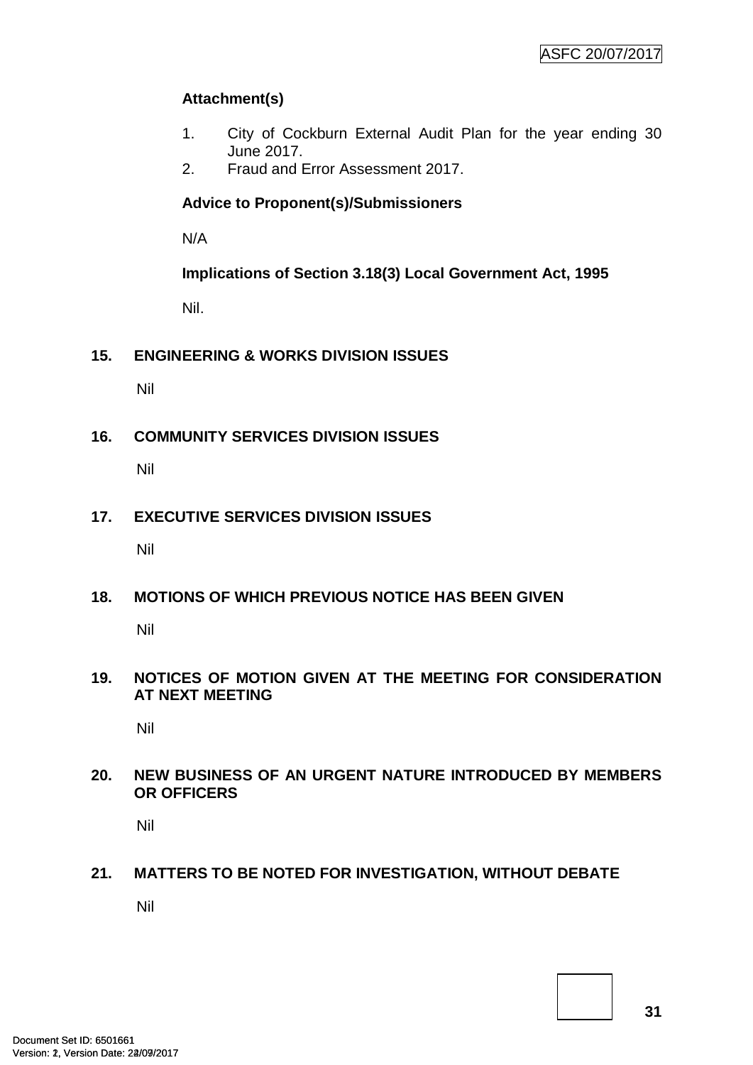**Attachment(s)**

1. City of Cockburn External Audit Plan for the year ending 30 June 2017.
2. Fraud and Error Assessment 2017.

**Advice to Proponent(s)/Submissioners**

N/A

**Implications of Section 3.18(3) Local Government Act, 1995**

Nil.

## 15. ENGINEERING & WORKS DIVISION ISSUES

Nil

## 16. COMMUNITY SERVICES DIVISION ISSUES

Nil

## 17. EXECUTIVE SERVICES DIVISION ISSUES

Nil

## 18. MOTIONS OF WHICH PREVIOUS NOTICE HAS BEEN GIVEN

Nil

## 19. NOTICES OF MOTION GIVEN AT THE MEETING FOR CONSIDERATION AT NEXT MEETING

Nil

## 20. NEW BUSINESS OF AN URGENT NATURE INTRODUCED BY MEMBERS OR OFFICERS

Nil

## 21. MATTERS TO BE NOTED FOR INVESTIGATION, WITHOUT DEBATE

Nil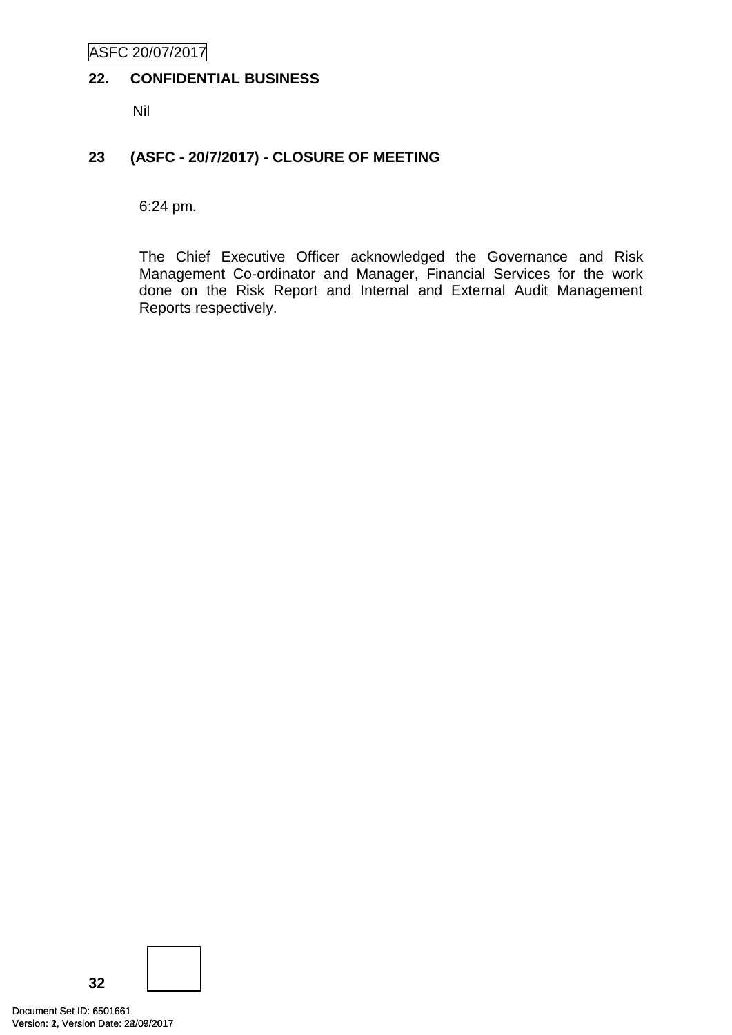## 22. CONFIDENTIAL BUSINESS

Nil

## 23 (ASFC - 20/7/2017) - CLOSURE OF MEETING

6:24 pm.

The Chief Executive Officer acknowledged the Governance and Risk Management Co-ordinator and Manager, Financial Services for the work done on the Risk Report and Internal and External Audit Management Reports respectively.